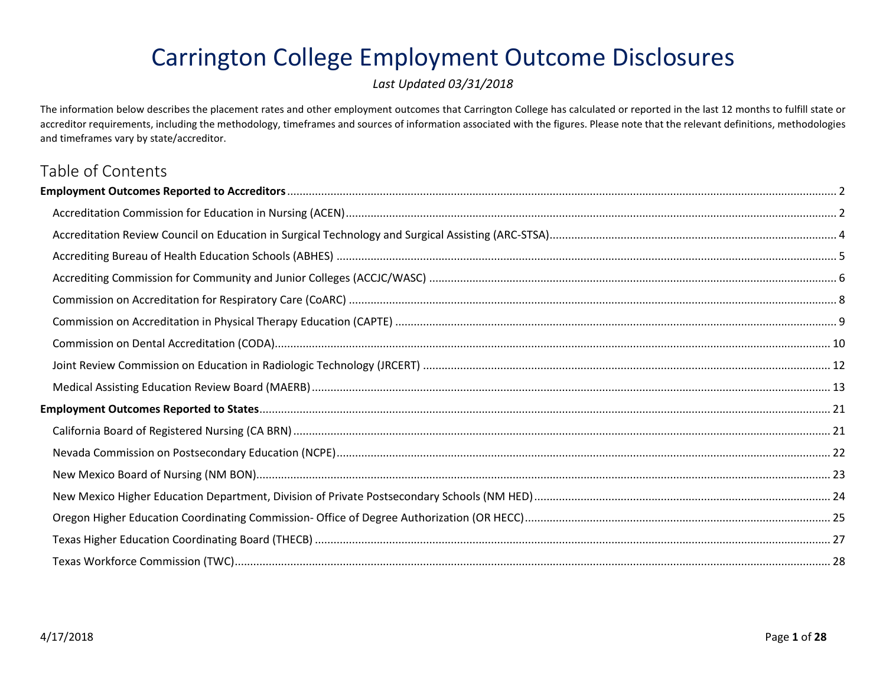# Carrington College Employment Outcome Disclosures

*Last Updated 03/31/2018*

The information below describes the placement rates and other employment outcomes that Carrington College has calculated or reported in the last 12 months to fulfill state or accreditor requirements, including the methodology, timeframes and sources of information associated with the figures. Please note that the relevant definitions, methodologies and timeframes vary by state/accreditor.

## Table of Contents

**Employment Outcomes Reported to Accreditors** .......... 2

- Accreditation Commission for Education in Nursing (ACEN) .......... 2
- Accreditation Review Council on Education in Surgical Technology and Surgical Assisting (ARC-STSA) .......... 4
- Accrediting Bureau of Health Education Schools (ABHES) .......... 5
- Accrediting Commission for Community and Junior Colleges (ACCJC/WASC) .......... 6
- Commission on Accreditation for Respiratory Care (CoARC) .......... 8
- Commission on Accreditation in Physical Therapy Education (CAPTE) .......... 9
- Commission on Dental Accreditation (CODA) .......... 10
- Joint Review Commission on Education in Radiologic Technology (JRCERT) .......... 12
- Medical Assisting Education Review Board (MAERB) .......... 13

**Employment Outcomes Reported to States** .......... 21

- California Board of Registered Nursing (CA BRN) .......... 21
- Nevada Commission on Postsecondary Education (NCPE) .......... 22
- New Mexico Board of Nursing (NM BON) .......... 23
- New Mexico Higher Education Department, Division of Private Postsecondary Schools (NM HED) .......... 24
- Oregon Higher Education Coordinating Commission- Office of Degree Authorization (OR HECC) .......... 25
- Texas Higher Education Coordinating Board (THECB) .......... 27
- Texas Workforce Commission (TWC) .......... 28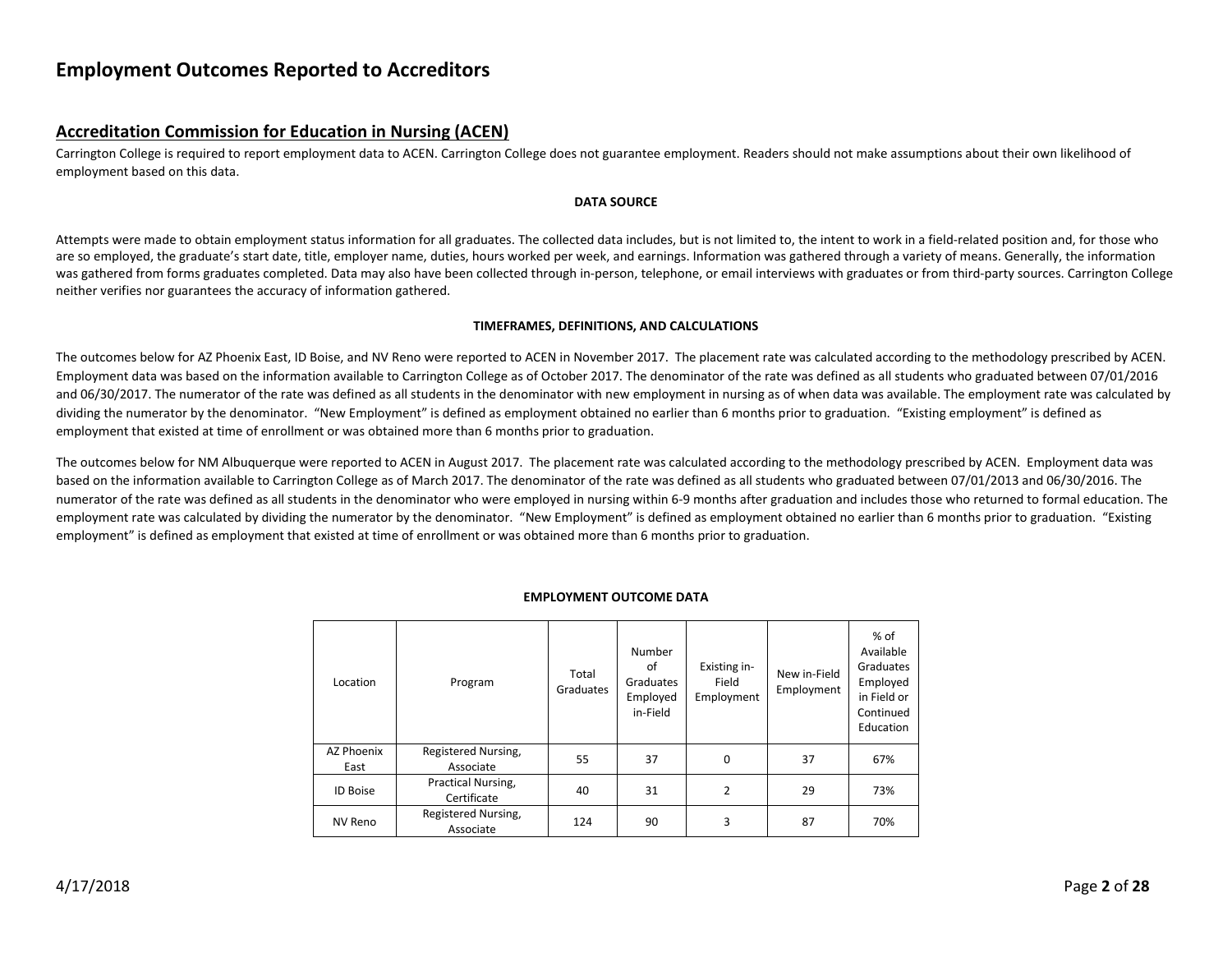# Employment Outcomes Reported to Accreditors

## Accreditation Commission for Education in Nursing (ACEN)

Carrington College is required to report employment data to ACEN. Carrington College does not guarantee employment. Readers should not make assumptions about their own likelihood of employment based on this data.

**DATA SOURCE**

Attempts were made to obtain employment status information for all graduates. The collected data includes, but is not limited to, the intent to work in a field-related position and, for those who are so employed, the graduate's start date, title, employer name, duties, hours worked per week, and earnings. Information was gathered through a variety of means. Generally, the information was gathered from forms graduates completed. Data may also have been collected through in-person, telephone, or email interviews with graduates or from third-party sources. Carrington College neither verifies nor guarantees the accuracy of information gathered.

**TIMEFRAMES, DEFINITIONS, AND CALCULATIONS**

The outcomes below for AZ Phoenix East, ID Boise, and NV Reno were reported to ACEN in November 2017. The placement rate was calculated according to the methodology prescribed by ACEN. Employment data was based on the information available to Carrington College as of October 2017. The denominator of the rate was defined as all students who graduated between 07/01/2016 and 06/30/2017. The numerator of the rate was defined as all students in the denominator with new employment in nursing as of when data was available. The employment rate was calculated by dividing the numerator by the denominator. "New Employment" is defined as employment obtained no earlier than 6 months prior to graduation. "Existing employment" is defined as employment that existed at time of enrollment or was obtained more than 6 months prior to graduation.

The outcomes below for NM Albuquerque were reported to ACEN in August 2017. The placement rate was calculated according to the methodology prescribed by ACEN. Employment data was based on the information available to Carrington College as of March 2017. The denominator of the rate was defined as all students who graduated between 07/01/2013 and 06/30/2016. The numerator of the rate was defined as all students in the denominator who were employed in nursing within 6-9 months after graduation and includes those who returned to formal education. The employment rate was calculated by dividing the numerator by the denominator. "New Employment" is defined as employment obtained no earlier than 6 months prior to graduation. "Existing employment" is defined as employment that existed at time of enrollment or was obtained more than 6 months prior to graduation.

**EMPLOYMENT OUTCOME DATA**

| Location | Program | Total Graduates | Number of Graduates Employed in-Field | Existing in-Field Employment | New in-Field Employment | % of Available Graduates Employed in Field or Continued Education |
|---|---|---|---|---|---|---|
| AZ Phoenix East | Registered Nursing, Associate | 55 | 37 | 0 | 37 | 67% |
| ID Boise | Practical Nursing, Certificate | 40 | 31 | 2 | 29 | 73% |
| NV Reno | Registered Nursing, Associate | 124 | 90 | 3 | 87 | 70% |

4/17/2018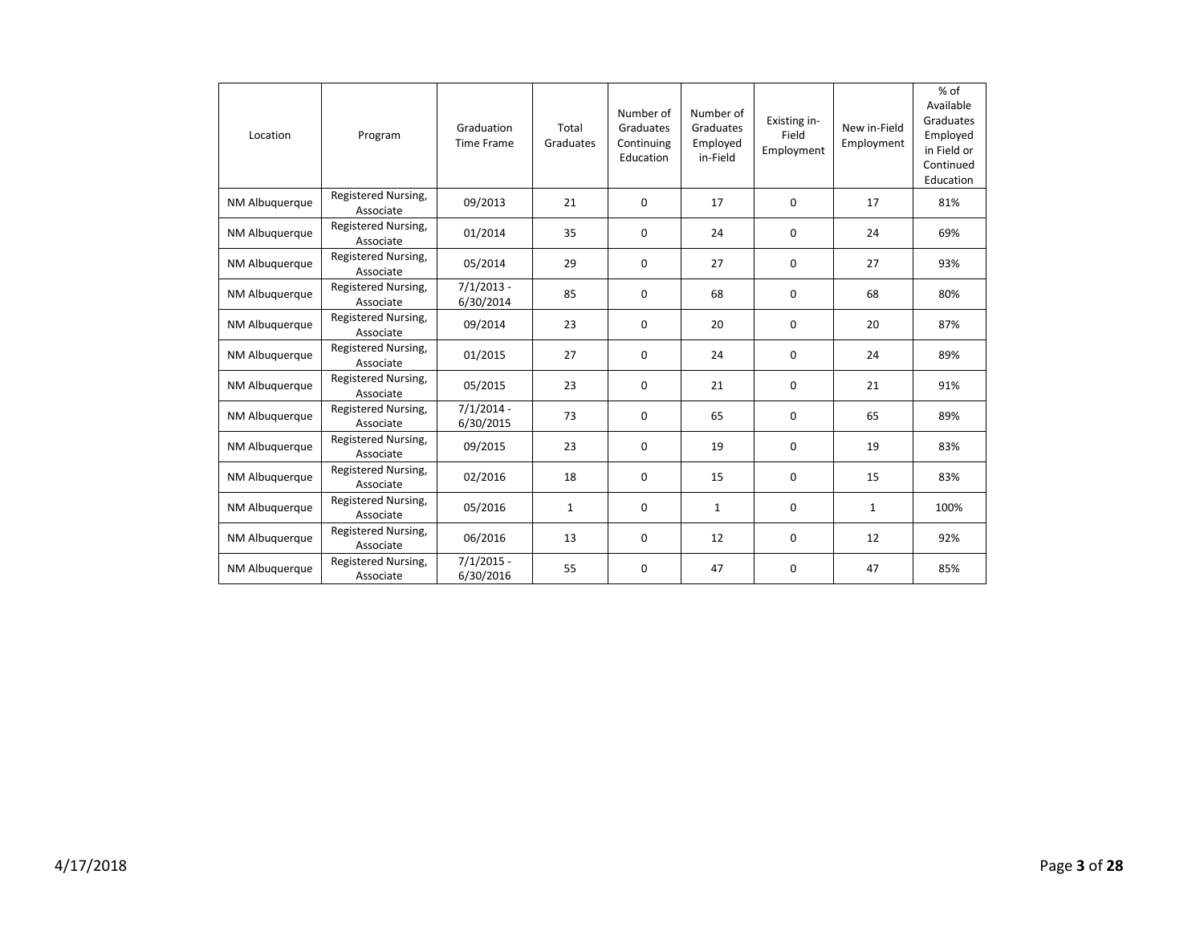| Location | Program | Graduation Time Frame | Total Graduates | Number of Graduates Continuing Education | Number of Graduates Employed in-Field | Existing in-Field Employment | New in-Field Employment | % of Available Graduates Employed in Field or Continued Education |
|---|---|---|---|---|---|---|---|---|
| NM Albuquerque | Registered Nursing, Associate | 09/2013 | 21 | 0 | 17 | 0 | 17 | 81% |
| NM Albuquerque | Registered Nursing, Associate | 01/2014 | 35 | 0 | 24 | 0 | 24 | 69% |
| NM Albuquerque | Registered Nursing, Associate | 05/2014 | 29 | 0 | 27 | 0 | 27 | 93% |
| NM Albuquerque | Registered Nursing, Associate | 7/1/2013 - 6/30/2014 | 85 | 0 | 68 | 0 | 68 | 80% |
| NM Albuquerque | Registered Nursing, Associate | 09/2014 | 23 | 0 | 20 | 0 | 20 | 87% |
| NM Albuquerque | Registered Nursing, Associate | 01/2015 | 27 | 0 | 24 | 0 | 24 | 89% |
| NM Albuquerque | Registered Nursing, Associate | 05/2015 | 23 | 0 | 21 | 0 | 21 | 91% |
| NM Albuquerque | Registered Nursing, Associate | 7/1/2014 - 6/30/2015 | 73 | 0 | 65 | 0 | 65 | 89% |
| NM Albuquerque | Registered Nursing, Associate | 09/2015 | 23 | 0 | 19 | 0 | 19 | 83% |
| NM Albuquerque | Registered Nursing, Associate | 02/2016 | 18 | 0 | 15 | 0 | 15 | 83% |
| NM Albuquerque | Registered Nursing, Associate | 05/2016 | 1 | 0 | 1 | 0 | 1 | 100% |
| NM Albuquerque | Registered Nursing, Associate | 06/2016 | 13 | 0 | 12 | 0 | 12 | 92% |
| NM Albuquerque | Registered Nursing, Associate | 7/1/2015 - 6/30/2016 | 55 | 0 | 47 | 0 | 47 | 85% |

4/17/2018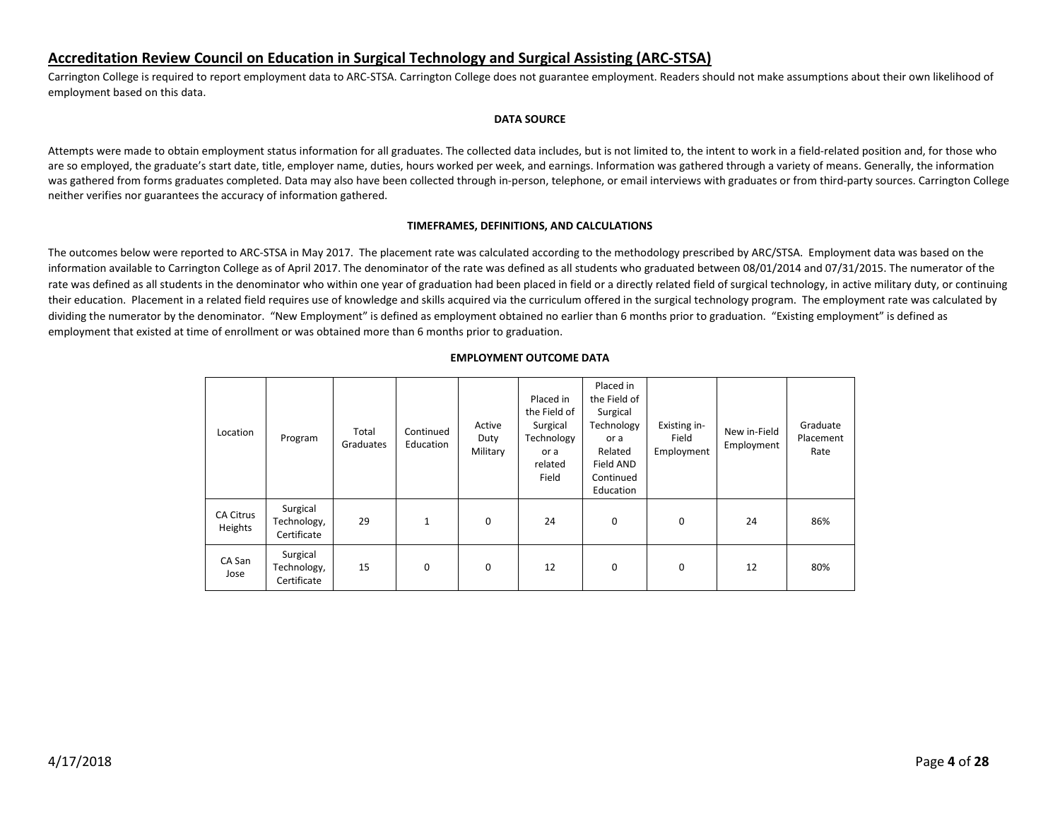## Accreditation Review Council on Education in Surgical Technology and Surgical Assisting (ARC-STSA)

Carrington College is required to report employment data to ARC-STSA. Carrington College does not guarantee employment. Readers should not make assumptions about their own likelihood of employment based on this data.

**DATA SOURCE**

Attempts were made to obtain employment status information for all graduates. The collected data includes, but is not limited to, the intent to work in a field-related position and, for those who are so employed, the graduate's start date, title, employer name, duties, hours worked per week, and earnings. Information was gathered through a variety of means. Generally, the information was gathered from forms graduates completed. Data may also have been collected through in-person, telephone, or email interviews with graduates or from third-party sources. Carrington College neither verifies nor guarantees the accuracy of information gathered.

**TIMEFRAMES, DEFINITIONS, AND CALCULATIONS**

The outcomes below were reported to ARC-STSA in May 2017. The placement rate was calculated according to the methodology prescribed by ARC/STSA. Employment data was based on the information available to Carrington College as of April 2017. The denominator of the rate was defined as all students who graduated between 08/01/2014 and 07/31/2015. The numerator of the rate was defined as all students in the denominator who within one year of graduation had been placed in field or a directly related field of surgical technology, in active military duty, or continuing their education. Placement in a related field requires use of knowledge and skills acquired via the curriculum offered in the surgical technology program. The employment rate was calculated by dividing the numerator by the denominator. "New Employment" is defined as employment obtained no earlier than 6 months prior to graduation. "Existing employment" is defined as employment that existed at time of enrollment or was obtained more than 6 months prior to graduation.

**EMPLOYMENT OUTCOME DATA**

| Location | Program | Total Graduates | Continued Education | Active Duty Military | Placed in the Field of Surgical Technology or a related Field | Placed in the Field of Surgical Technology or a Related Field AND Continued Education | Existing in-Field Employment | New in-Field Employment | Graduate Placement Rate |
|---|---|---|---|---|---|---|---|---|---|
| CA Citrus Heights | Surgical Technology, Certificate | 29 | 1 | 0 | 24 | 0 | 0 | 24 | 86% |
| CA San Jose | Surgical Technology, Certificate | 15 | 0 | 0 | 12 | 0 | 0 | 12 | 80% |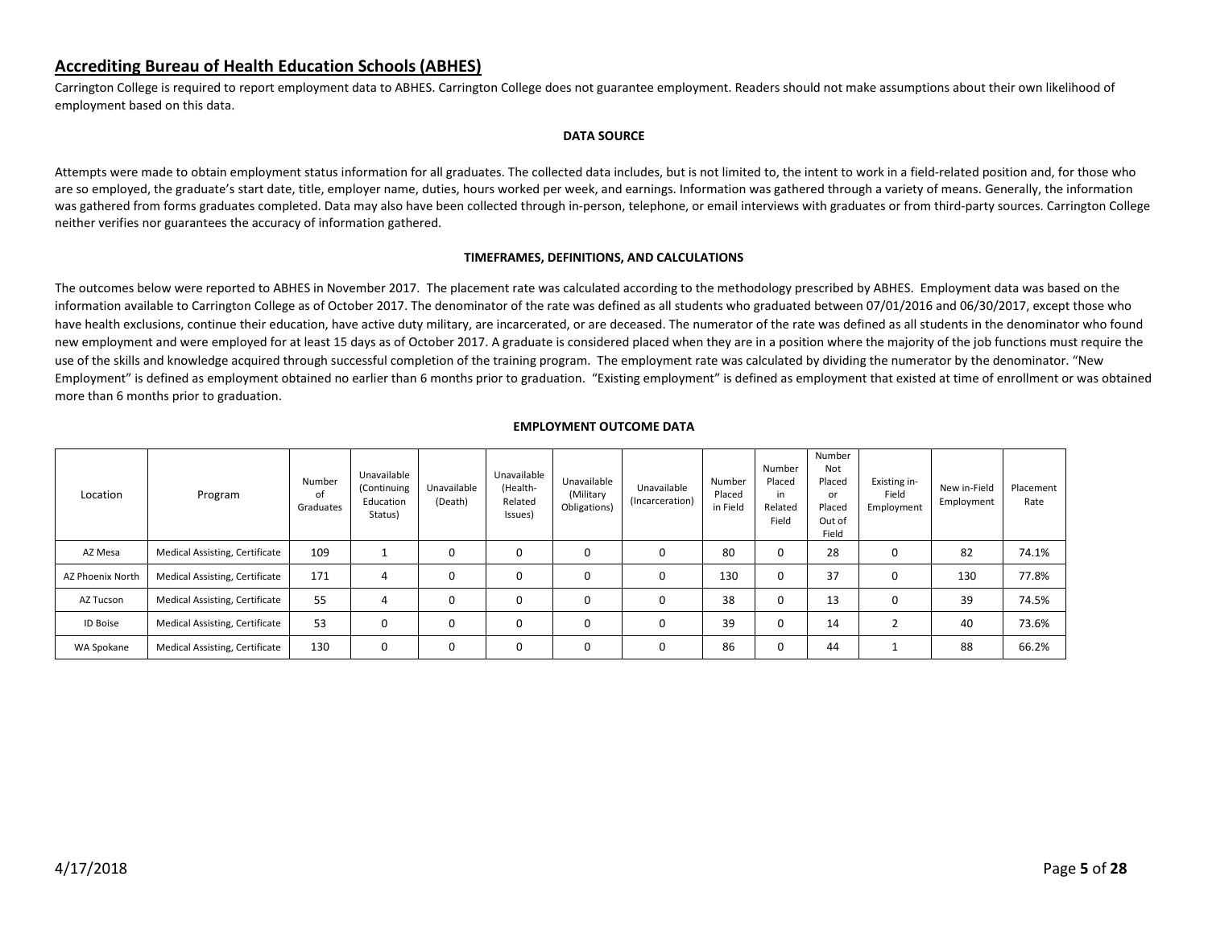## Accrediting Bureau of Health Education Schools (ABHES)

Carrington College is required to report employment data to ABHES. Carrington College does not guarantee employment. Readers should not make assumptions about their own likelihood of employment based on this data.

**DATA SOURCE**

Attempts were made to obtain employment status information for all graduates. The collected data includes, but is not limited to, the intent to work in a field-related position and, for those who are so employed, the graduate's start date, title, employer name, duties, hours worked per week, and earnings. Information was gathered through a variety of means. Generally, the information was gathered from forms graduates completed. Data may also have been collected through in-person, telephone, or email interviews with graduates or from third-party sources. Carrington College neither verifies nor guarantees the accuracy of information gathered.

**TIMEFRAMES, DEFINITIONS, AND CALCULATIONS**

The outcomes below were reported to ABHES in November 2017. The placement rate was calculated according to the methodology prescribed by ABHES. Employment data was based on the information available to Carrington College as of October 2017. The denominator of the rate was defined as all students who graduated between 07/01/2016 and 06/30/2017, except those who have health exclusions, continue their education, have active duty military, are incarcerated, or are deceased. The numerator of the rate was defined as all students in the denominator who found new employment and were employed for at least 15 days as of October 2017. A graduate is considered placed when they are in a position where the majority of the job functions must require the use of the skills and knowledge acquired through successful completion of the training program. The employment rate was calculated by dividing the numerator by the denominator. "New Employment" is defined as employment obtained no earlier than 6 months prior to graduation. "Existing employment" is defined as employment that existed at time of enrollment or was obtained more than 6 months prior to graduation.

**EMPLOYMENT OUTCOME DATA**

| Location | Program | Number of Graduates | Unavailable (Continuing Education Status) | Unavailable (Death) | Unavailable (Health-Related Issues) | Unavailable (Military Obligations) | Unavailable (Incarceration) | Number Placed in Field | Number Placed in Related Field | Number Not Placed or Placed Out of Field | Existing in-Field Employment | New in-Field Employment | Placement Rate |
|---|---|---|---|---|---|---|---|---|---|---|---|---|---|
| AZ Mesa | Medical Assisting, Certificate | 109 | 1 | 0 | 0 | 0 | 0 | 80 | 0 | 28 | 0 | 82 | 74.1% |
| AZ Phoenix North | Medical Assisting, Certificate | 171 | 4 | 0 | 0 | 0 | 0 | 130 | 0 | 37 | 0 | 130 | 77.8% |
| AZ Tucson | Medical Assisting, Certificate | 55 | 4 | 0 | 0 | 0 | 0 | 38 | 0 | 13 | 0 | 39 | 74.5% |
| ID Boise | Medical Assisting, Certificate | 53 | 0 | 0 | 0 | 0 | 0 | 39 | 0 | 14 | 2 | 40 | 73.6% |
| WA Spokane | Medical Assisting, Certificate | 130 | 0 | 0 | 0 | 0 | 0 | 86 | 0 | 44 | 1 | 88 | 66.2% |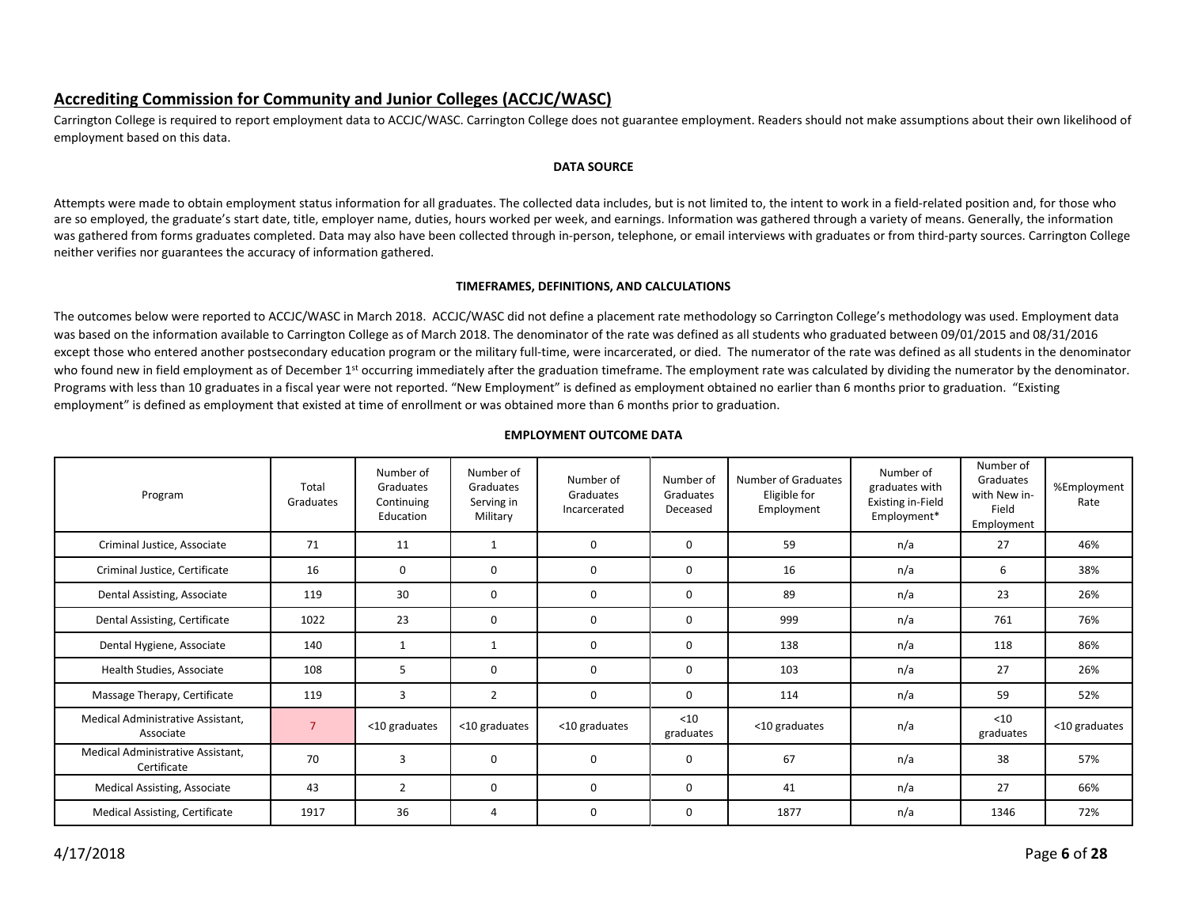## Accrediting Commission for Community and Junior Colleges (ACCJC/WASC)

Carrington College is required to report employment data to ACCJC/WASC. Carrington College does not guarantee employment. Readers should not make assumptions about their own likelihood of employment based on this data.

**DATA SOURCE**

Attempts were made to obtain employment status information for all graduates. The collected data includes, but is not limited to, the intent to work in a field-related position and, for those who are so employed, the graduate's start date, title, employer name, duties, hours worked per week, and earnings. Information was gathered through a variety of means. Generally, the information was gathered from forms graduates completed. Data may also have been collected through in-person, telephone, or email interviews with graduates or from third-party sources. Carrington College neither verifies nor guarantees the accuracy of information gathered.

**TIMEFRAMES, DEFINITIONS, AND CALCULATIONS**

The outcomes below were reported to ACCJC/WASC in March 2018. ACCJC/WASC did not define a placement rate methodology so Carrington College's methodology was used. Employment data was based on the information available to Carrington College as of March 2018. The denominator of the rate was defined as all students who graduated between 09/01/2015 and 08/31/2016 except those who entered another postsecondary education program or the military full-time, were incarcerated, or died. The numerator of the rate was defined as all students in the denominator who found new in field employment as of December 1st occurring immediately after the graduation timeframe. The employment rate was calculated by dividing the numerator by the denominator. Programs with less than 10 graduates in a fiscal year were not reported. "New Employment" is defined as employment obtained no earlier than 6 months prior to graduation. "Existing employment" is defined as employment that existed at time of enrollment or was obtained more than 6 months prior to graduation.

**EMPLOYMENT OUTCOME DATA**

| Program | Total Graduates | Number of Graduates Continuing Education | Number of Graduates Serving in Military | Number of Graduates Incarcerated | Number of Graduates Deceased | Number of Graduates Eligible for Employment | Number of graduates with Existing in-Field Employment* | Number of Graduates with New in-Field Employment | %Employment Rate |
|---|---|---|---|---|---|---|---|---|---|
| Criminal Justice, Associate | 71 | 11 | 1 | 0 | 0 | 59 | n/a | 27 | 46% |
| Criminal Justice, Certificate | 16 | 0 | 0 | 0 | 0 | 16 | n/a | 6 | 38% |
| Dental Assisting, Associate | 119 | 30 | 0 | 0 | 0 | 89 | n/a | 23 | 26% |
| Dental Assisting, Certificate | 1022 | 23 | 0 | 0 | 0 | 999 | n/a | 761 | 76% |
| Dental Hygiene, Associate | 140 | 1 | 1 | 0 | 0 | 138 | n/a | 118 | 86% |
| Health Studies, Associate | 108 | 5 | 0 | 0 | 0 | 103 | n/a | 27 | 26% |
| Massage Therapy, Certificate | 119 | 3 | 2 | 0 | 0 | 114 | n/a | 59 | 52% |
| Medical Administrative Assistant, Associate | 7 | <10 graduates | <10 graduates | <10 graduates | <10 graduates | <10 graduates | n/a | <10 graduates | <10 graduates |
| Medical Administrative Assistant, Certificate | 70 | 3 | 0 | 0 | 0 | 67 | n/a | 38 | 57% |
| Medical Assisting, Associate | 43 | 2 | 0 | 0 | 0 | 41 | n/a | 27 | 66% |
| Medical Assisting, Certificate | 1917 | 36 | 4 | 0 | 0 | 1877 | n/a | 1346 | 72% |

4/17/2018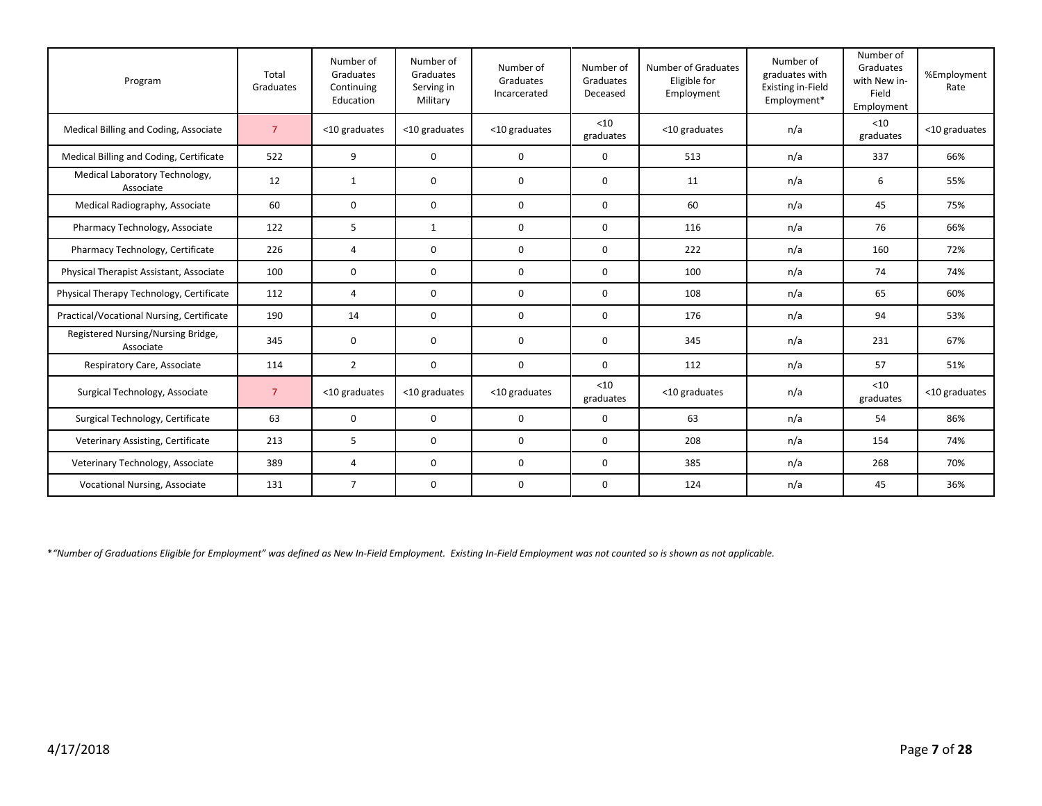| Program | Total Graduates | Number of Graduates Continuing Education | Number of Graduates Serving in Military | Number of Graduates Incarcerated | Number of Graduates Deceased | Number of Graduates Eligible for Employment | Number of graduates with Existing in-Field Employment* | Number of Graduates with New in-Field Employment | %Employment Rate |
|---|---|---|---|---|---|---|---|---|---|
| Medical Billing and Coding, Associate | 7 | <10 graduates | <10 graduates | <10 graduates | <10 graduates | <10 graduates | n/a | <10 graduates | <10 graduates |
| Medical Billing and Coding, Certificate | 522 | 9 | 0 | 0 | 0 | 513 | n/a | 337 | 66% |
| Medical Laboratory Technology, Associate | 12 | 1 | 0 | 0 | 0 | 11 | n/a | 6 | 55% |
| Medical Radiography, Associate | 60 | 0 | 0 | 0 | 0 | 60 | n/a | 45 | 75% |
| Pharmacy Technology, Associate | 122 | 5 | 1 | 0 | 0 | 116 | n/a | 76 | 66% |
| Pharmacy Technology, Certificate | 226 | 4 | 0 | 0 | 0 | 222 | n/a | 160 | 72% |
| Physical Therapist Assistant, Associate | 100 | 0 | 0 | 0 | 0 | 100 | n/a | 74 | 74% |
| Physical Therapy Technology, Certificate | 112 | 4 | 0 | 0 | 0 | 108 | n/a | 65 | 60% |
| Practical/Vocational Nursing, Certificate | 190 | 14 | 0 | 0 | 0 | 176 | n/a | 94 | 53% |
| Registered Nursing/Nursing Bridge, Associate | 345 | 0 | 0 | 0 | 0 | 345 | n/a | 231 | 67% |
| Respiratory Care, Associate | 114 | 2 | 0 | 0 | 0 | 112 | n/a | 57 | 51% |
| Surgical Technology, Associate | 7 | <10 graduates | <10 graduates | <10 graduates | <10 graduates | <10 graduates | n/a | <10 graduates | <10 graduates |
| Surgical Technology, Certificate | 63 | 0 | 0 | 0 | 0 | 63 | n/a | 54 | 86% |
| Veterinary Assisting, Certificate | 213 | 5 | 0 | 0 | 0 | 208 | n/a | 154 | 74% |
| Veterinary Technology, Associate | 389 | 4 | 0 | 0 | 0 | 385 | n/a | 268 | 70% |
| Vocational Nursing, Associate | 131 | 7 | 0 | 0 | 0 | 124 | n/a | 45 | 36% |

*"Number of Graduations Eligible for Employment" was defined as New In-Field Employment. Existing In-Field Employment was not counted so is shown as not applicable.*

4/17/2018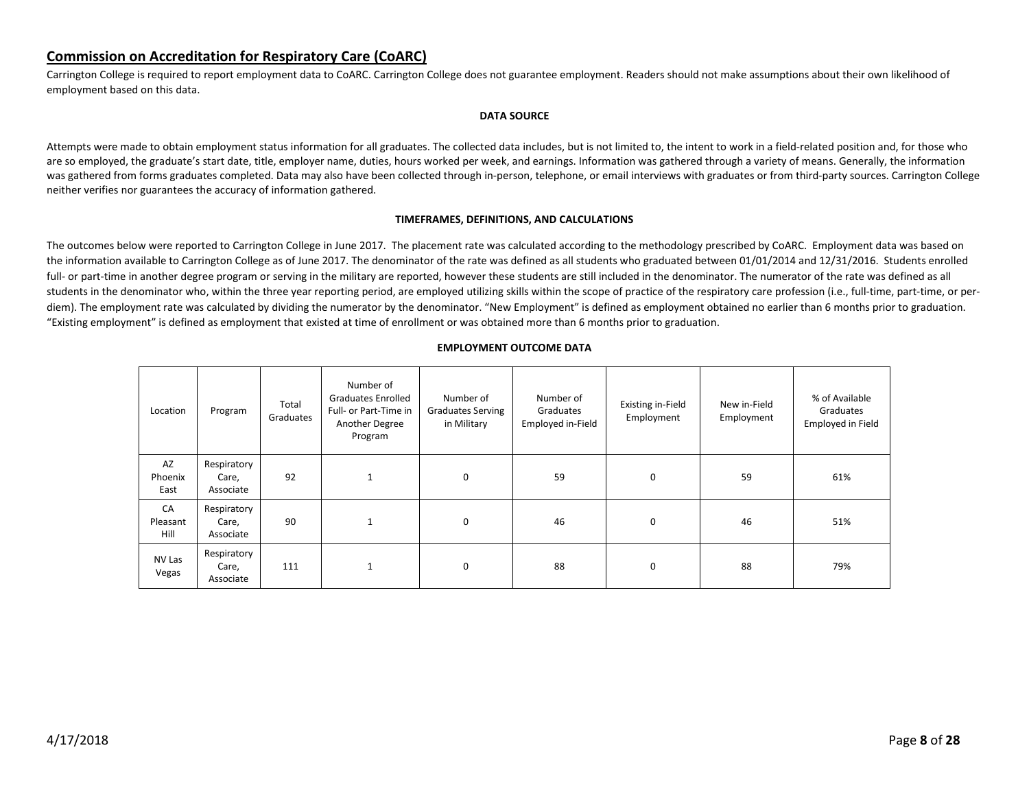## Commission on Accreditation for Respiratory Care (CoARC)

Carrington College is required to report employment data to CoARC. Carrington College does not guarantee employment. Readers should not make assumptions about their own likelihood of employment based on this data.

#### DATA SOURCE

Attempts were made to obtain employment status information for all graduates. The collected data includes, but is not limited to, the intent to work in a field-related position and, for those who are so employed, the graduate's start date, title, employer name, duties, hours worked per week, and earnings. Information was gathered through a variety of means. Generally, the information was gathered from forms graduates completed. Data may also have been collected through in-person, telephone, or email interviews with graduates or from third-party sources. Carrington College neither verifies nor guarantees the accuracy of information gathered.

#### TIMEFRAMES, DEFINITIONS, AND CALCULATIONS

The outcomes below were reported to Carrington College in June 2017. The placement rate was calculated according to the methodology prescribed by CoARC. Employment data was based on the information available to Carrington College as of June 2017. The denominator of the rate was defined as all students who graduated between 01/01/2014 and 12/31/2016. Students enrolled full- or part-time in another degree program or serving in the military are reported, however these students are still included in the denominator. The numerator of the rate was defined as all students in the denominator who, within the three year reporting period, are employed utilizing skills within the scope of practice of the respiratory care profession (i.e., full-time, part-time, or per-diem). The employment rate was calculated by dividing the numerator by the denominator. "New Employment" is defined as employment obtained no earlier than 6 months prior to graduation. "Existing employment" is defined as employment that existed at time of enrollment or was obtained more than 6 months prior to graduation.

#### EMPLOYMENT OUTCOME DATA

| Location | Program | Total Graduates | Number of Graduates Enrolled Full- or Part-Time in Another Degree Program | Number of Graduates Serving in Military | Number of Graduates Employed in-Field | Existing in-Field Employment | New in-Field Employment | % of Available Graduates Employed in Field |
|---|---|---|---|---|---|---|---|---|
| AZ Phoenix East | Respiratory Care, Associate | 92 | 1 | 0 | 59 | 0 | 59 | 61% |
| CA Pleasant Hill | Respiratory Care, Associate | 90 | 1 | 0 | 46 | 0 | 46 | 51% |
| NV Las Vegas | Respiratory Care, Associate | 111 | 1 | 0 | 88 | 0 | 88 | 79% |

4/17/2018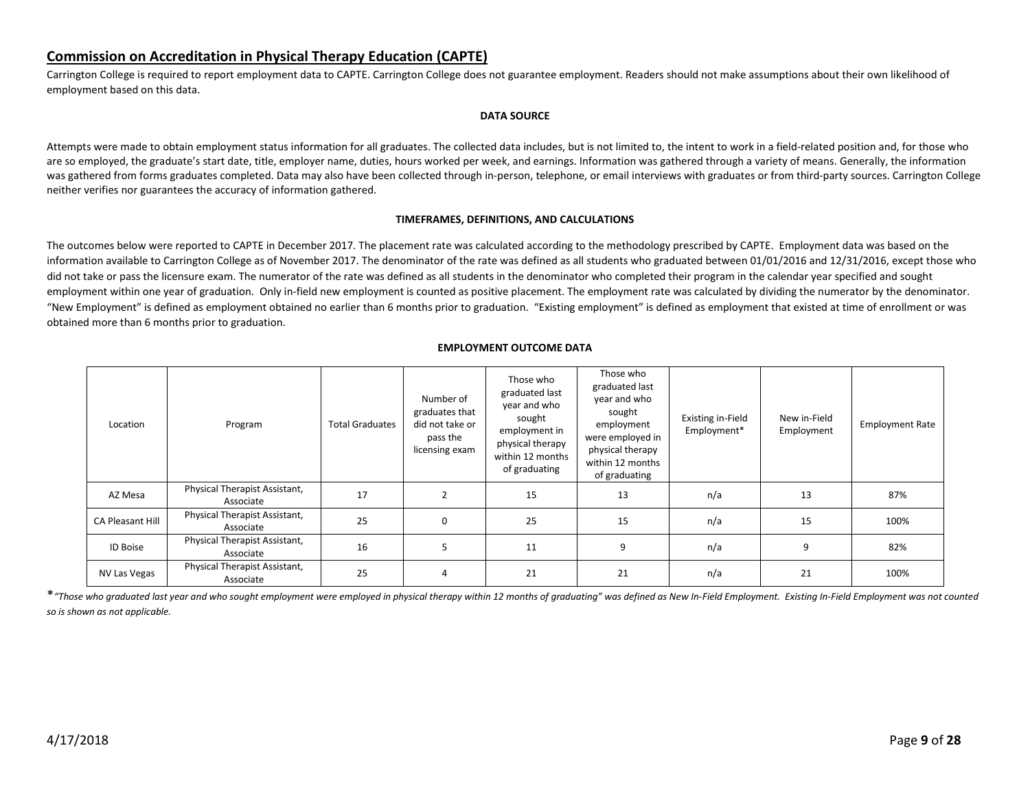## Commission on Accreditation in Physical Therapy Education (CAPTE)

Carrington College is required to report employment data to CAPTE. Carrington College does not guarantee employment. Readers should not make assumptions about their own likelihood of employment based on this data.

**DATA SOURCE**

Attempts were made to obtain employment status information for all graduates. The collected data includes, but is not limited to, the intent to work in a field-related position and, for those who are so employed, the graduate's start date, title, employer name, duties, hours worked per week, and earnings. Information was gathered through a variety of means. Generally, the information was gathered from forms graduates completed. Data may also have been collected through in-person, telephone, or email interviews with graduates or from third-party sources. Carrington College neither verifies nor guarantees the accuracy of information gathered.

**TIMEFRAMES, DEFINITIONS, AND CALCULATIONS**

The outcomes below were reported to CAPTE in December 2017. The placement rate was calculated according to the methodology prescribed by CAPTE. Employment data was based on the information available to Carrington College as of November 2017. The denominator of the rate was defined as all students who graduated between 01/01/2016 and 12/31/2016, except those who did not take or pass the licensure exam. The numerator of the rate was defined as all students in the denominator who completed their program in the calendar year specified and sought employment within one year of graduation. Only in-field new employment is counted as positive placement. The employment rate was calculated by dividing the numerator by the denominator. "New Employment" is defined as employment obtained no earlier than 6 months prior to graduation. "Existing employment" is defined as employment that existed at time of enrollment or was obtained more than 6 months prior to graduation.

**EMPLOYMENT OUTCOME DATA**

| Location | Program | Total Graduates | Number of graduates that did not take or pass the licensing exam | Those who graduated last year and who sought employment in physical therapy within 12 months of graduating | Those who graduated last year and who sought employment were employed in physical therapy within 12 months of graduating | Existing in-Field Employment* | New in-Field Employment | Employment Rate |
|---|---|---|---|---|---|---|---|---|
| AZ Mesa | Physical Therapist Assistant, Associate | 17 | 2 | 15 | 13 | n/a | 13 | 87% |
| CA Pleasant Hill | Physical Therapist Assistant, Associate | 25 | 0 | 25 | 15 | n/a | 15 | 100% |
| ID Boise | Physical Therapist Assistant, Associate | 16 | 5 | 11 | 9 | n/a | 9 | 82% |
| NV Las Vegas | Physical Therapist Assistant, Associate | 25 | 4 | 21 | 21 | n/a | 21 | 100% |

**\*** *"Those who graduated last year and who sought employment were employed in physical therapy within 12 months of graduating" was defined as New In-Field Employment. Existing In-Field Employment was not counted so is shown as not applicable.*

4/17/2018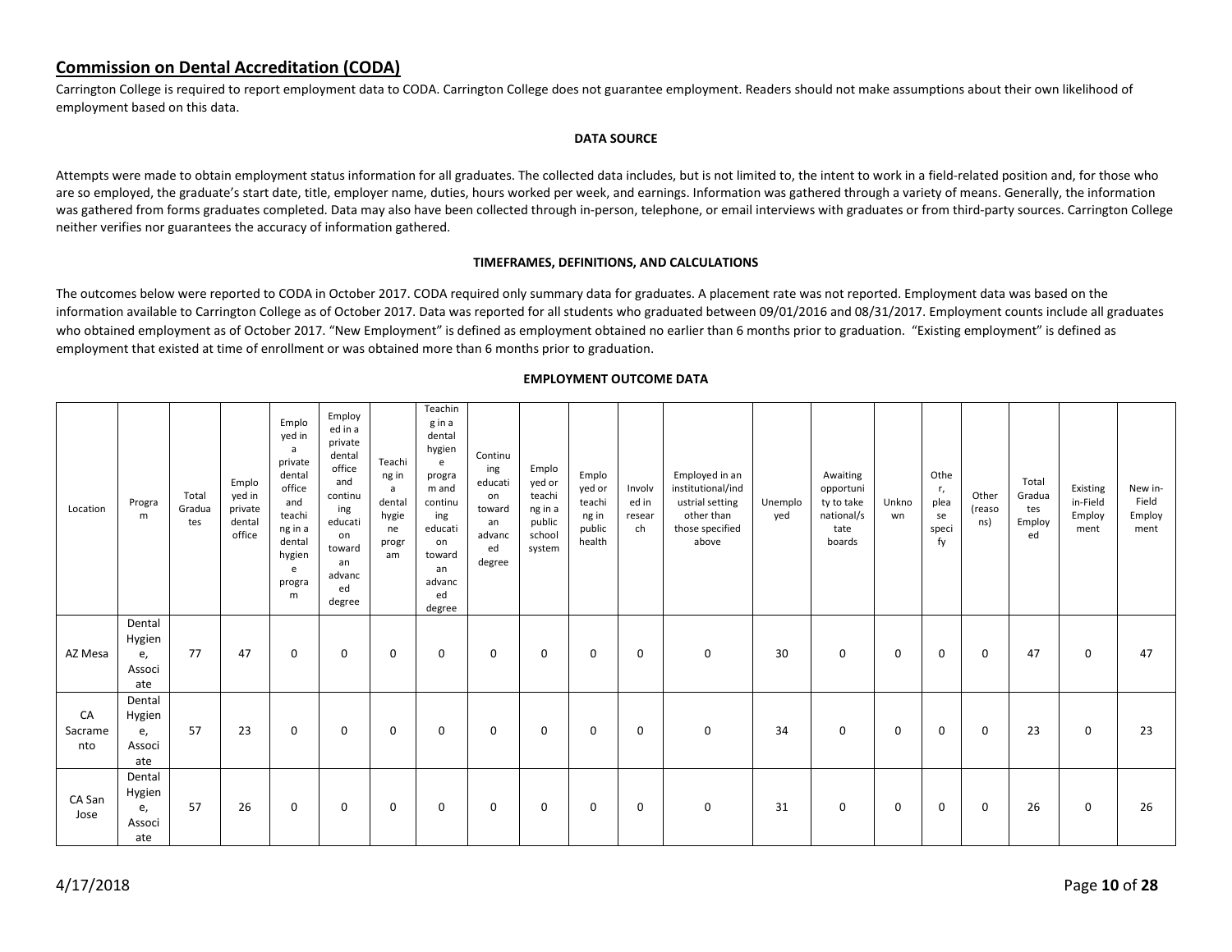## Commission on Dental Accreditation (CODA)

Carrington College is required to report employment data to CODA. Carrington College does not guarantee employment. Readers should not make assumptions about their own likelihood of employment based on this data.

**DATA SOURCE**

Attempts were made to obtain employment status information for all graduates. The collected data includes, but is not limited to, the intent to work in a field-related position and, for those who are so employed, the graduate's start date, title, employer name, duties, hours worked per week, and earnings. Information was gathered through a variety of means. Generally, the information was gathered from forms graduates completed. Data may also have been collected through in-person, telephone, or email interviews with graduates or from third-party sources. Carrington College neither verifies nor guarantees the accuracy of information gathered.

**TIMEFRAMES, DEFINITIONS, AND CALCULATIONS**

The outcomes below were reported to CODA in October 2017. CODA required only summary data for graduates. A placement rate was not reported. Employment data was based on the information available to Carrington College as of October 2017. Data was reported for all students who graduated between 09/01/2016 and 08/31/2017. Employment counts include all graduates who obtained employment as of October 2017. "New Employment" is defined as employment obtained no earlier than 6 months prior to graduation. "Existing employment" is defined as employment that existed at time of enrollment or was obtained more than 6 months prior to graduation.

**EMPLOYMENT OUTCOME DATA**

| Location | Program | Total Graduates | Employed in private dental office | Employed in a private dental office and teaching in a dental hygiene program | Employed in a private dental office and continuing education toward an advanced degree | Teaching in a dental hygiene program | Teaching in a dental hygiene program and continuing education toward an advanced degree | Continuing education toward an advanced degree | Employed or teaching in a public school system | Employed or teaching in public health | Involved in research | Employed in an institutional/industrial setting other than those specified above | Unemployed | Awaiting opportunity to take national/state boards | Unknown | Other, please specify | Other (reasons) | Total Graduates Employed | Existing in-Field Employment | New in-Field Employment |
|---|---|---|---|---|---|---|---|---|---|---|---|---|---|---|---|---|---|---|---|---|
| AZ Mesa | Dental Hygiene, Associate | 77 | 47 | 0 | 0 | 0 | 0 | 0 | 0 | 0 | 0 | 0 | 30 | 0 | 0 | 0 | 0 | 47 | 0 | 47 |
| CA Sacramento | Dental Hygiene, Associate | 57 | 23 | 0 | 0 | 0 | 0 | 0 | 0 | 0 | 0 | 0 | 34 | 0 | 0 | 0 | 0 | 23 | 0 | 23 |
| CA San Jose | Dental Hygiene, Associate | 57 | 26 | 0 | 0 | 0 | 0 | 0 | 0 | 0 | 0 | 0 | 31 | 0 | 0 | 0 | 0 | 26 | 0 | 26 |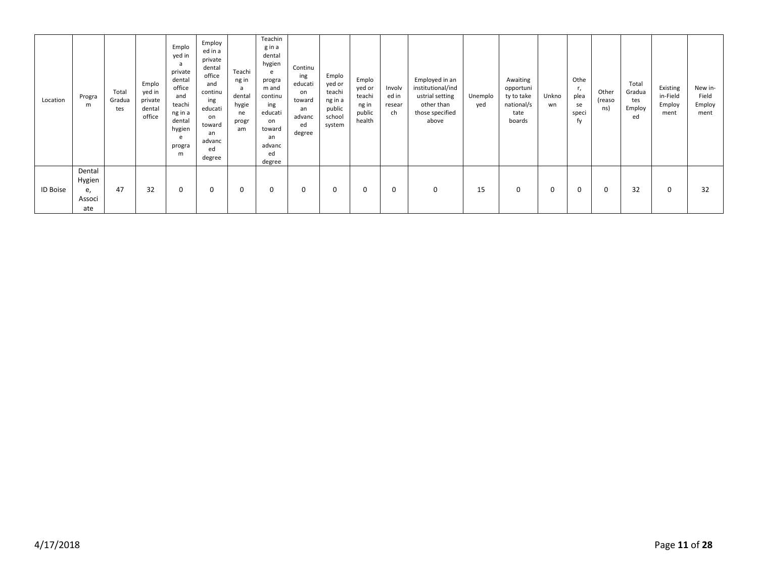| Location | Program | Total Graduates | Employed in private dental office | Employed in a private dental office and teaching in a dental hygiene program | Employed in a private dental office and continuing education toward an advanced degree | Teaching in a dental hygiene program | Teaching in a dental hygiene program and continuing education toward an advanced degree | Continuing education toward an advanced degree | Employed or teaching in a public school system | Employed or teaching in public health | Involved in research | Employed in an institutional/industrial setting other than those specified above | Unemployed | Awaiting opportunity to take national/state boards | Unknown | Other, please specify | Other (reasons) | Total Graduates Employed | Existing in-Field Employment | New in-Field Employment |
|---|---|---|---|---|---|---|---|---|---|---|---|---|---|---|---|---|---|---|---|---|
| ID Boise | Dental Hygiene, Associate | 47 | 32 | 0 | 0 | 0 | 0 | 0 | 0 | 0 | 0 | 0 | 15 | 0 | 0 | 0 | 0 | 32 | 0 | 32 |

4/17/2018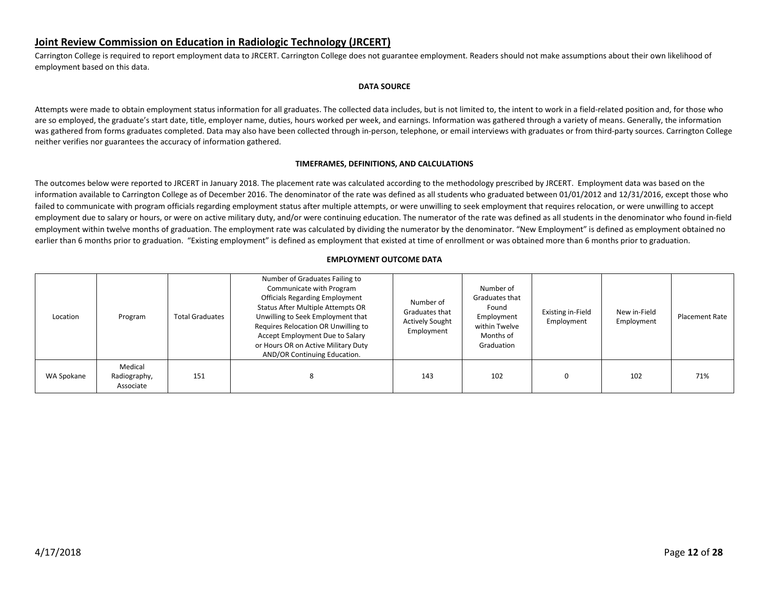## Joint Review Commission on Education in Radiologic Technology (JRCERT)

Carrington College is required to report employment data to JRCERT. Carrington College does not guarantee employment. Readers should not make assumptions about their own likelihood of employment based on this data.

**DATA SOURCE**

Attempts were made to obtain employment status information for all graduates. The collected data includes, but is not limited to, the intent to work in a field-related position and, for those who are so employed, the graduate's start date, title, employer name, duties, hours worked per week, and earnings. Information was gathered through a variety of means. Generally, the information was gathered from forms graduates completed. Data may also have been collected through in-person, telephone, or email interviews with graduates or from third-party sources. Carrington College neither verifies nor guarantees the accuracy of information gathered.

**TIMEFRAMES, DEFINITIONS, AND CALCULATIONS**

The outcomes below were reported to JRCERT in January 2018. The placement rate was calculated according to the methodology prescribed by JRCERT. Employment data was based on the information available to Carrington College as of December 2016. The denominator of the rate was defined as all students who graduated between 01/01/2012 and 12/31/2016, except those who failed to communicate with program officials regarding employment status after multiple attempts, or were unwilling to seek employment that requires relocation, or were unwilling to accept employment due to salary or hours, or were on active military duty, and/or were continuing education. The numerator of the rate was defined as all students in the denominator who found in-field employment within twelve months of graduation. The employment rate was calculated by dividing the numerator by the denominator. "New Employment" is defined as employment obtained no earlier than 6 months prior to graduation. "Existing employment" is defined as employment that existed at time of enrollment or was obtained more than 6 months prior to graduation.

**EMPLOYMENT OUTCOME DATA**

| Location | Program | Total Graduates | Number of Graduates Failing to Communicate with Program Officials Regarding Employment Status After Multiple Attempts OR Unwilling to Seek Employment that Requires Relocation OR Unwilling to Accept Employment Due to Salary or Hours OR on Active Military Duty AND/OR Continuing Education. | Number of Graduates that Actively Sought Employment | Number of Graduates that Found Employment within Twelve Months of Graduation | Existing in-Field Employment | New in-Field Employment | Placement Rate |
|---|---|---|---|---|---|---|---|---|
| WA Spokane | Medical Radiography, Associate | 151 | 8 | 143 | 102 | 0 | 102 | 71% |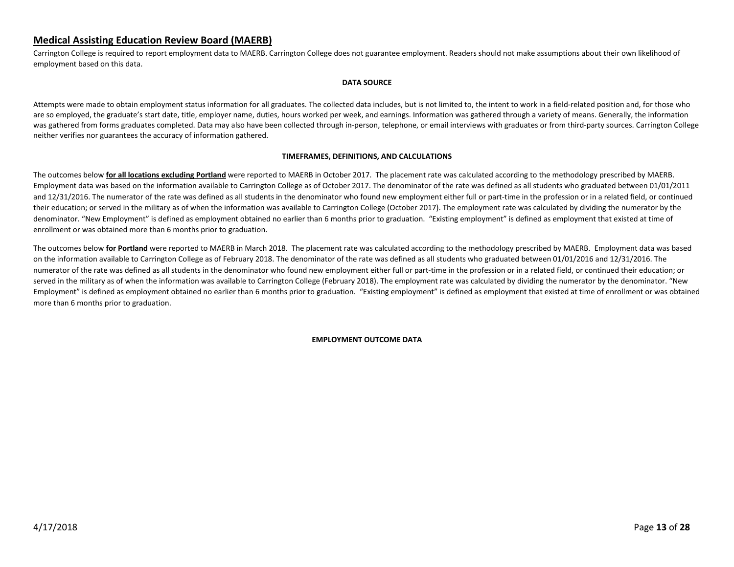## Medical Assisting Education Review Board (MAERB)

Carrington College is required to report employment data to MAERB. Carrington College does not guarantee employment. Readers should not make assumptions about their own likelihood of employment based on this data.

**DATA SOURCE**

Attempts were made to obtain employment status information for all graduates. The collected data includes, but is not limited to, the intent to work in a field-related position and, for those who are so employed, the graduate's start date, title, employer name, duties, hours worked per week, and earnings. Information was gathered through a variety of means. Generally, the information was gathered from forms graduates completed. Data may also have been collected through in-person, telephone, or email interviews with graduates or from third-party sources. Carrington College neither verifies nor guarantees the accuracy of information gathered.

**TIMEFRAMES, DEFINITIONS, AND CALCULATIONS**

The outcomes below **for all locations excluding Portland** were reported to MAERB in October 2017. The placement rate was calculated according to the methodology prescribed by MAERB. Employment data was based on the information available to Carrington College as of October 2017. The denominator of the rate was defined as all students who graduated between 01/01/2011 and 12/31/2016. The numerator of the rate was defined as all students in the denominator who found new employment either full or part-time in the profession or in a related field, or continued their education; or served in the military as of when the information was available to Carrington College (October 2017). The employment rate was calculated by dividing the numerator by the denominator. "New Employment" is defined as employment obtained no earlier than 6 months prior to graduation. "Existing employment" is defined as employment that existed at time of enrollment or was obtained more than 6 months prior to graduation.

The outcomes below **for Portland** were reported to MAERB in March 2018. The placement rate was calculated according to the methodology prescribed by MAERB. Employment data was based on the information available to Carrington College as of February 2018. The denominator of the rate was defined as all students who graduated between 01/01/2016 and 12/31/2016. The numerator of the rate was defined as all students in the denominator who found new employment either full or part-time in the profession or in a related field, or continued their education; or served in the military as of when the information was available to Carrington College (February 2018). The employment rate was calculated by dividing the numerator by the denominator. "New Employment" is defined as employment obtained no earlier than 6 months prior to graduation. "Existing employment" is defined as employment that existed at time of enrollment or was obtained more than 6 months prior to graduation.

**EMPLOYMENT OUTCOME DATA**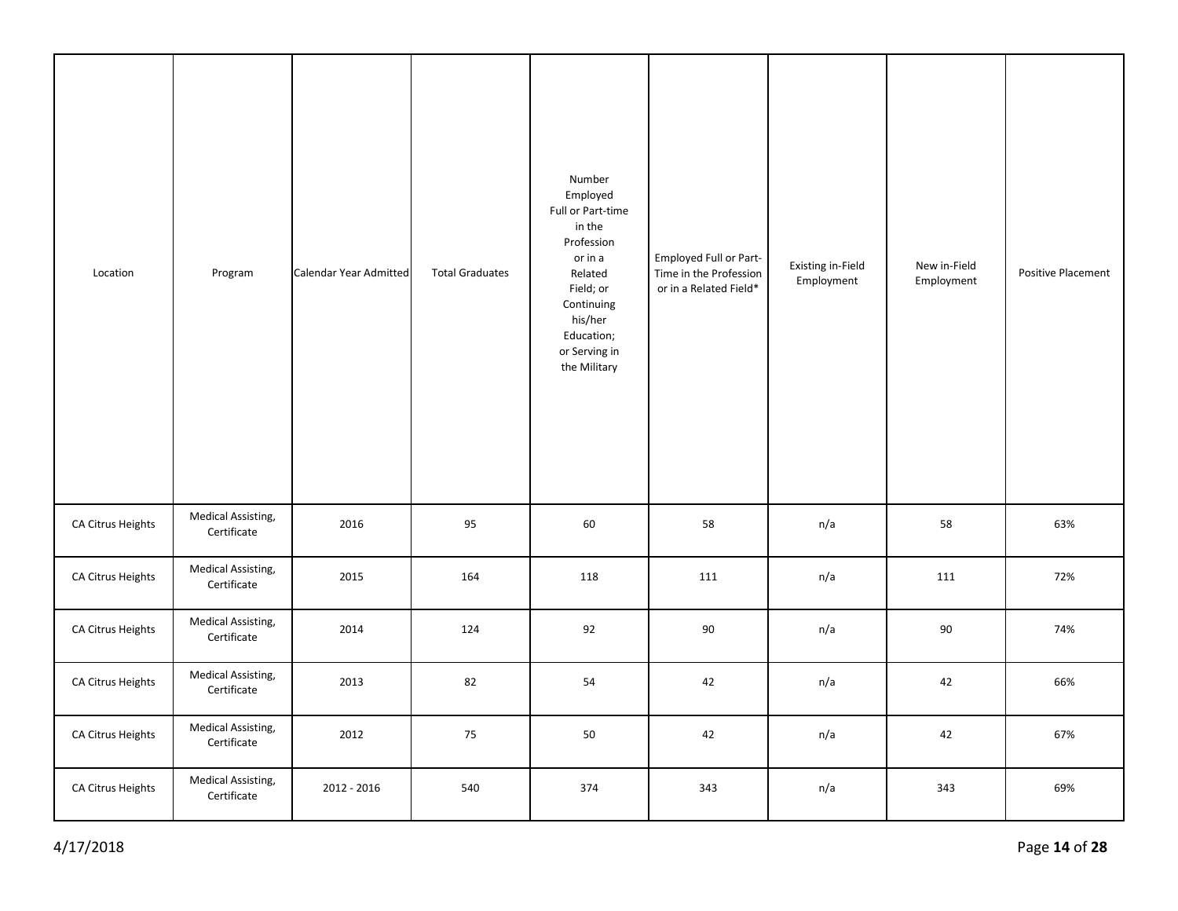| Location | Program | Calendar Year Admitted | Total Graduates | Number Employed Full or Part-time in the Profession or in a Related Field; or Continuing his/her Education; or Serving in the Military | Employed Full or Part-Time in the Profession or in a Related Field* | Existing in-Field Employment | New in-Field Employment | Positive Placement |
|---|---|---|---|---|---|---|---|---|
| CA Citrus Heights | Medical Assisting, Certificate | 2016 | 95 | 60 | 58 | n/a | 58 | 63% |
| CA Citrus Heights | Medical Assisting, Certificate | 2015 | 164 | 118 | 111 | n/a | 111 | 72% |
| CA Citrus Heights | Medical Assisting, Certificate | 2014 | 124 | 92 | 90 | n/a | 90 | 74% |
| CA Citrus Heights | Medical Assisting, Certificate | 2013 | 82 | 54 | 42 | n/a | 42 | 66% |
| CA Citrus Heights | Medical Assisting, Certificate | 2012 | 75 | 50 | 42 | n/a | 42 | 67% |
| CA Citrus Heights | Medical Assisting, Certificate | 2012 - 2016 | 540 | 374 | 343 | n/a | 343 | 69% |

4/17/2018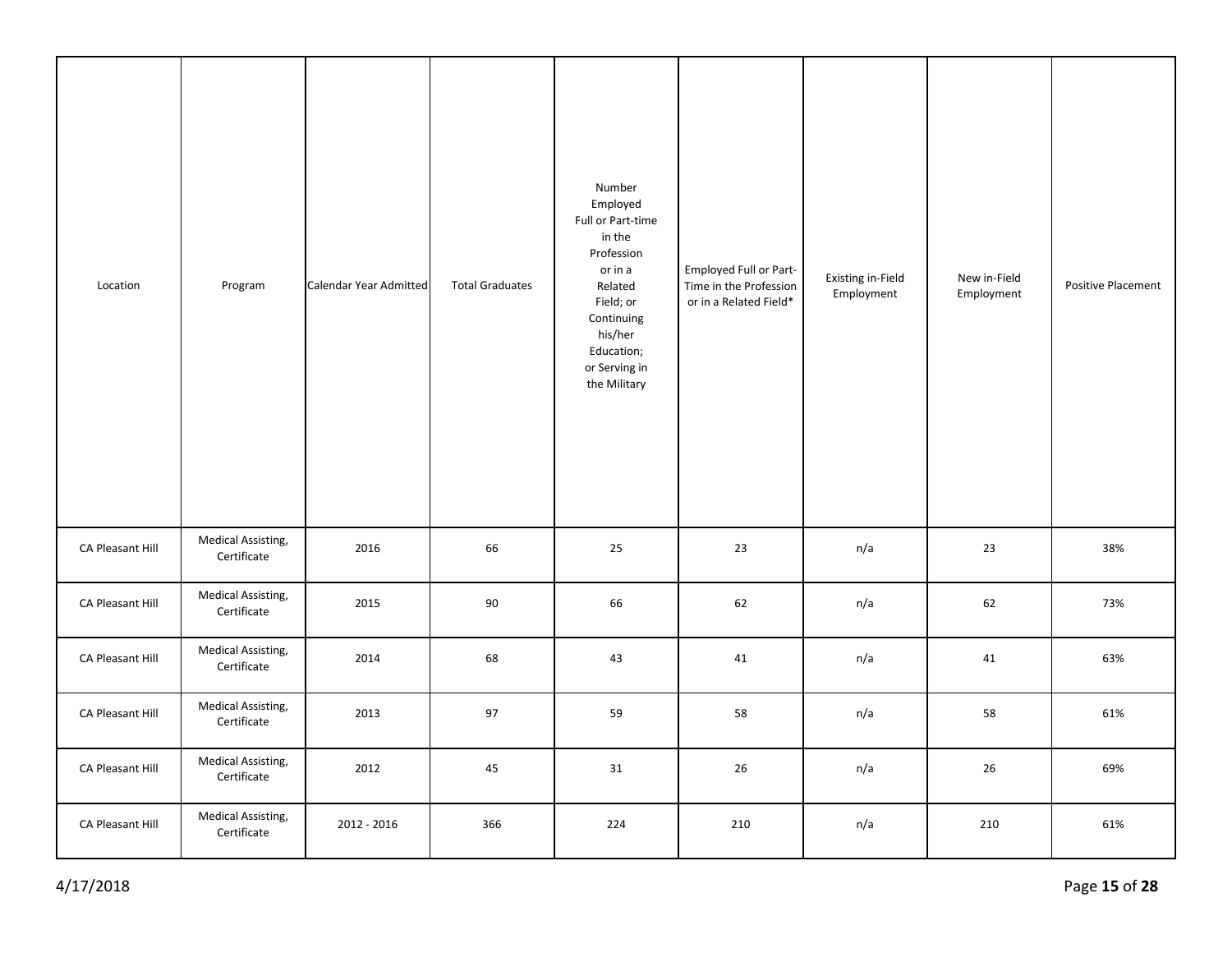| Location | Program | Calendar Year Admitted | Total Graduates | Number Employed Full or Part-time in the Profession or in a Related Field; or Continuing his/her Education; or Serving in the Military | Employed Full or Part-Time in the Profession or in a Related Field* | Existing in-Field Employment | New in-Field Employment | Positive Placement |
|---|---|---|---|---|---|---|---|---|
| CA Pleasant Hill | Medical Assisting, Certificate | 2016 | 66 | 25 | 23 | n/a | 23 | 38% |
| CA Pleasant Hill | Medical Assisting, Certificate | 2015 | 90 | 66 | 62 | n/a | 62 | 73% |
| CA Pleasant Hill | Medical Assisting, Certificate | 2014 | 68 | 43 | 41 | n/a | 41 | 63% |
| CA Pleasant Hill | Medical Assisting, Certificate | 2013 | 97 | 59 | 58 | n/a | 58 | 61% |
| CA Pleasant Hill | Medical Assisting, Certificate | 2012 | 45 | 31 | 26 | n/a | 26 | 69% |
| CA Pleasant Hill | Medical Assisting, Certificate | 2012 - 2016 | 366 | 224 | 210 | n/a | 210 | 61% |

4/17/2018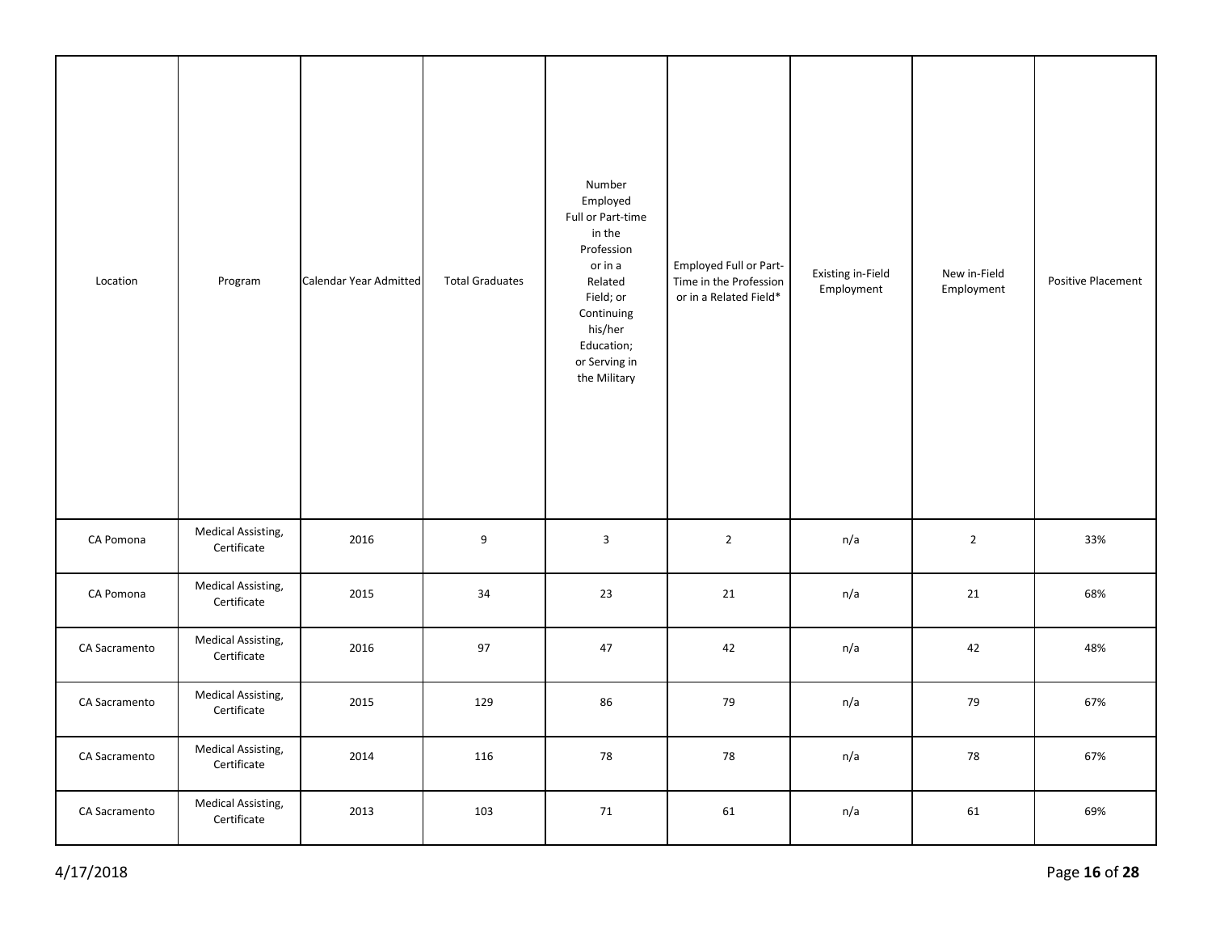| Location | Program | Calendar Year Admitted | Total Graduates | Number Employed Full or Part-time in the Profession or in a Related Field; or Continuing his/her Education; or Serving in the Military | Employed Full or Part-Time in the Profession or in a Related Field* | Existing in-Field Employment | New in-Field Employment | Positive Placement |
|---|---|---|---|---|---|---|---|---|
| CA Pomona | Medical Assisting, Certificate | 2016 | 9 | 3 | 2 | n/a | 2 | 33% |
| CA Pomona | Medical Assisting, Certificate | 2015 | 34 | 23 | 21 | n/a | 21 | 68% |
| CA Sacramento | Medical Assisting, Certificate | 2016 | 97 | 47 | 42 | n/a | 42 | 48% |
| CA Sacramento | Medical Assisting, Certificate | 2015 | 129 | 86 | 79 | n/a | 79 | 67% |
| CA Sacramento | Medical Assisting, Certificate | 2014 | 116 | 78 | 78 | n/a | 78 | 67% |
| CA Sacramento | Medical Assisting, Certificate | 2013 | 103 | 71 | 61 | n/a | 61 | 69% |

4/17/2018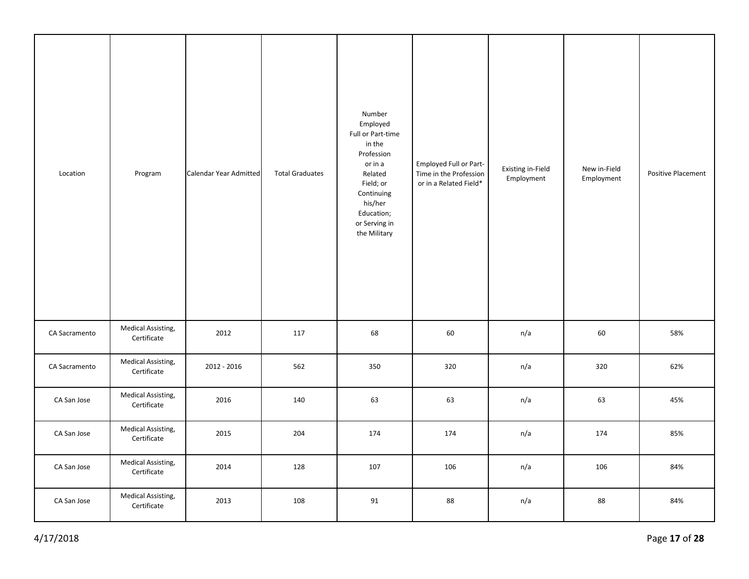| Location | Program | Calendar Year Admitted | Total Graduates | Number Employed Full or Part-time in the Profession or in a Related Field; or Continuing his/her Education; or Serving in the Military | Employed Full or Part-Time in the Profession or in a Related Field* | Existing in-Field Employment | New in-Field Employment | Positive Placement |
|---|---|---|---|---|---|---|---|---|
| CA Sacramento | Medical Assisting, Certificate | 2012 | 117 | 68 | 60 | n/a | 60 | 58% |
| CA Sacramento | Medical Assisting, Certificate | 2012 - 2016 | 562 | 350 | 320 | n/a | 320 | 62% |
| CA San Jose | Medical Assisting, Certificate | 2016 | 140 | 63 | 63 | n/a | 63 | 45% |
| CA San Jose | Medical Assisting, Certificate | 2015 | 204 | 174 | 174 | n/a | 174 | 85% |
| CA San Jose | Medical Assisting, Certificate | 2014 | 128 | 107 | 106 | n/a | 106 | 84% |
| CA San Jose | Medical Assisting, Certificate | 2013 | 108 | 91 | 88 | n/a | 88 | 84% |

4/17/2018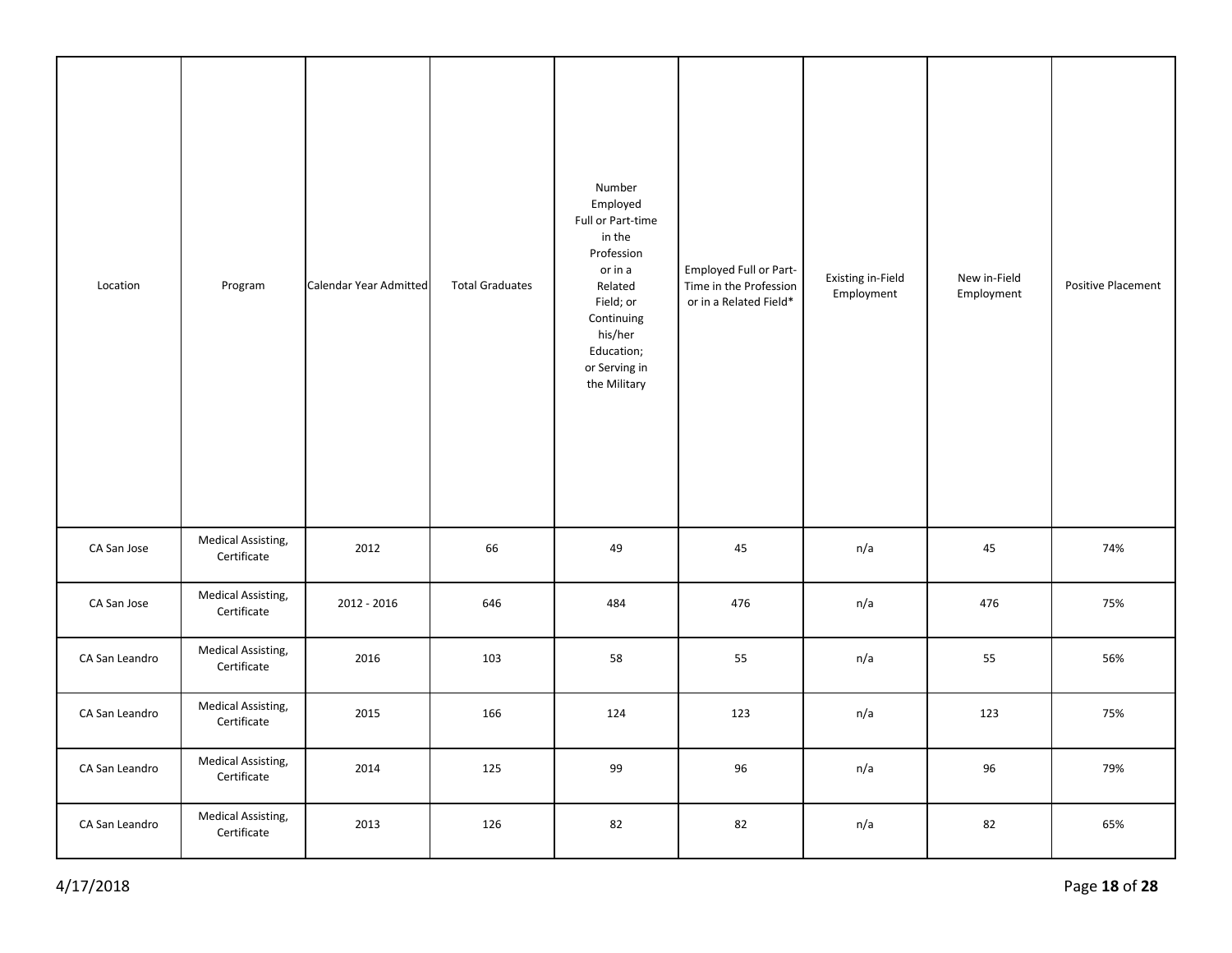| Location | Program | Calendar Year Admitted | Total Graduates | Number Employed Full or Part-time in the Profession or in a Related Field; or Continuing his/her Education; or Serving in the Military | Employed Full or Part-Time in the Profession or in a Related Field* | Existing in-Field Employment | New in-Field Employment | Positive Placement |
|---|---|---|---|---|---|---|---|---|
| CA San Jose | Medical Assisting, Certificate | 2012 | 66 | 49 | 45 | n/a | 45 | 74% |
| CA San Jose | Medical Assisting, Certificate | 2012 - 2016 | 646 | 484 | 476 | n/a | 476 | 75% |
| CA San Leandro | Medical Assisting, Certificate | 2016 | 103 | 58 | 55 | n/a | 55 | 56% |
| CA San Leandro | Medical Assisting, Certificate | 2015 | 166 | 124 | 123 | n/a | 123 | 75% |
| CA San Leandro | Medical Assisting, Certificate | 2014 | 125 | 99 | 96 | n/a | 96 | 79% |
| CA San Leandro | Medical Assisting, Certificate | 2013 | 126 | 82 | 82 | n/a | 82 | 65% |

4/17/2018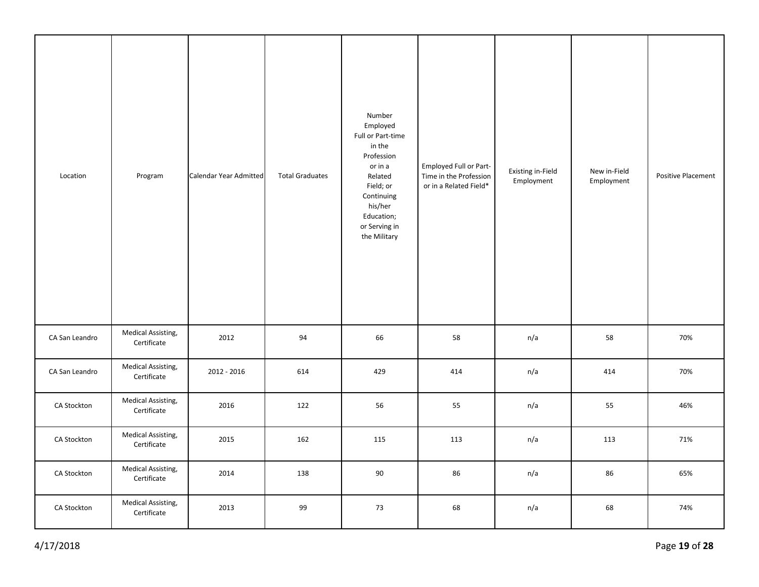| Location | Program | Calendar Year Admitted | Total Graduates | Number Employed Full or Part-time in the Profession or in a Related Field; or Continuing his/her Education; or Serving in the Military | Employed Full or Part-Time in the Profession or in a Related Field* | Existing in-Field Employment | New in-Field Employment | Positive Placement |
|---|---|---|---|---|---|---|---|---|
| CA San Leandro | Medical Assisting, Certificate | 2012 | 94 | 66 | 58 | n/a | 58 | 70% |
| CA San Leandro | Medical Assisting, Certificate | 2012 - 2016 | 614 | 429 | 414 | n/a | 414 | 70% |
| CA Stockton | Medical Assisting, Certificate | 2016 | 122 | 56 | 55 | n/a | 55 | 46% |
| CA Stockton | Medical Assisting, Certificate | 2015 | 162 | 115 | 113 | n/a | 113 | 71% |
| CA Stockton | Medical Assisting, Certificate | 2014 | 138 | 90 | 86 | n/a | 86 | 65% |
| CA Stockton | Medical Assisting, Certificate | 2013 | 99 | 73 | 68 | n/a | 68 | 74% |

4/17/2018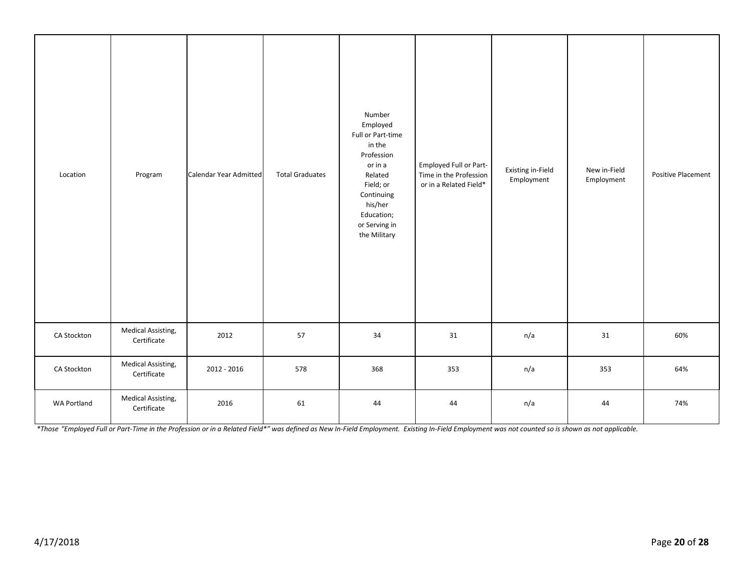| Location | Program | Calendar Year Admitted | Total Graduates | Number Employed Full or Part-time in the Profession or in a Related Field; or Continuing his/her Education; or Serving in the Military | Employed Full or Part-Time in the Profession or in a Related Field* | Existing in-Field Employment | New in-Field Employment | Positive Placement |
|---|---|---|---|---|---|---|---|---|
| CA Stockton | Medical Assisting, Certificate | 2012 | 57 | 34 | 31 | n/a | 31 | 60% |
| CA Stockton | Medical Assisting, Certificate | 2012 - 2016 | 578 | 368 | 353 | n/a | 353 | 64% |
| WA Portland | Medical Assisting, Certificate | 2016 | 61 | 44 | 44 | n/a | 44 | 74% |

*\*Those "Employed Full or Part-Time in the Profession or in a Related Field\*" was defined as New In-Field Employment. Existing In-Field Employment was not counted so is shown as not applicable.*

4/17/2018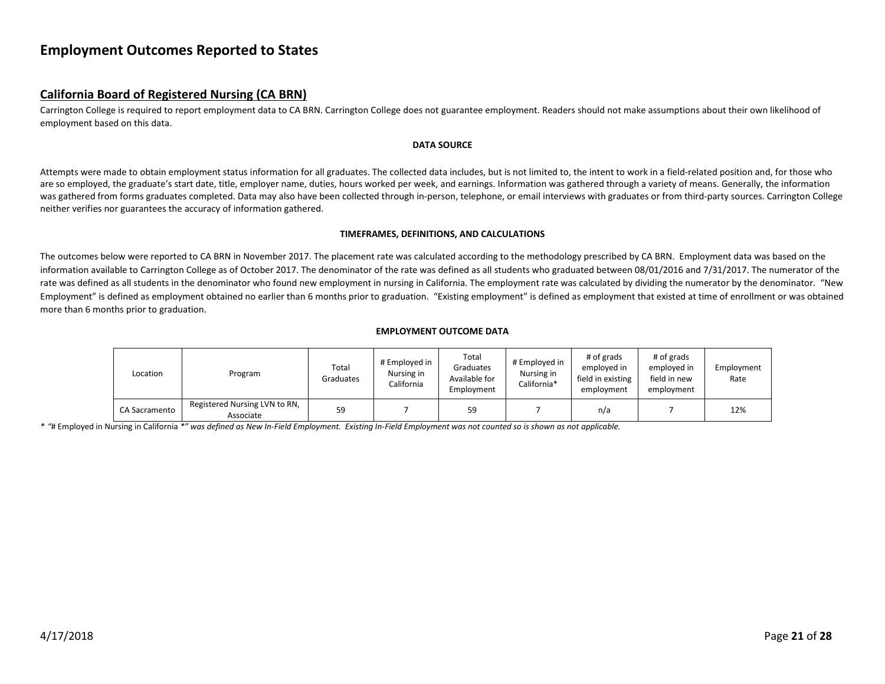# Employment Outcomes Reported to States

## California Board of Registered Nursing (CA BRN)

Carrington College is required to report employment data to CA BRN. Carrington College does not guarantee employment. Readers should not make assumptions about their own likelihood of employment based on this data.

**DATA SOURCE**

Attempts were made to obtain employment status information for all graduates. The collected data includes, but is not limited to, the intent to work in a field-related position and, for those who are so employed, the graduate's start date, title, employer name, duties, hours worked per week, and earnings. Information was gathered through a variety of means. Generally, the information was gathered from forms graduates completed. Data may also have been collected through in-person, telephone, or email interviews with graduates or from third-party sources. Carrington College neither verifies nor guarantees the accuracy of information gathered.

**TIMEFRAMES, DEFINITIONS, AND CALCULATIONS**

The outcomes below were reported to CA BRN in November 2017. The placement rate was calculated according to the methodology prescribed by CA BRN. Employment data was based on the information available to Carrington College as of October 2017. The denominator of the rate was defined as all students who graduated between 08/01/2016 and 7/31/2017. The numerator of the rate was defined as all students in the denominator who found new employment in nursing in California. The employment rate was calculated by dividing the numerator by the denominator. "New Employment" is defined as employment obtained no earlier than 6 months prior to graduation. "Existing employment" is defined as employment that existed at time of enrollment or was obtained more than 6 months prior to graduation.

**EMPLOYMENT OUTCOME DATA**

| Location | Program | Total Graduates | # Employed in Nursing in California | Total Graduates Available for Employment | # Employed in Nursing in California* | # of grads employed in field in existing employment | # of grads employed in field in new employment | Employment Rate |
|---|---|---|---|---|---|---|---|---|
| CA Sacramento | Registered Nursing LVN to RN, Associate | 59 | 7 | 59 | 7 | n/a | 7 | 12% |

* "# Employed in Nursing in California *" *was defined as New In-Field Employment. Existing In-Field Employment was not counted so is shown as not applicable.*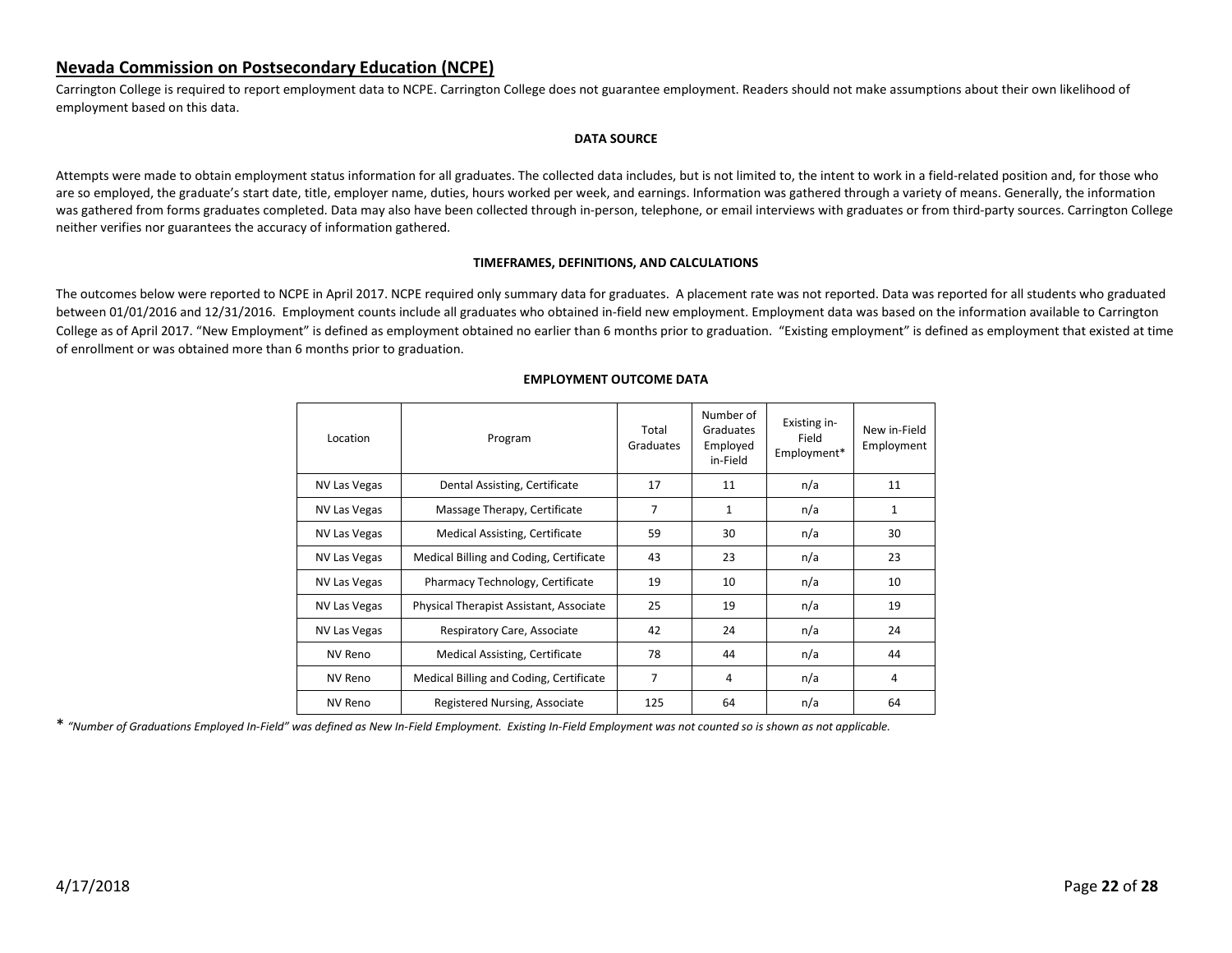## Nevada Commission on Postsecondary Education (NCPE)

Carrington College is required to report employment data to NCPE. Carrington College does not guarantee employment. Readers should not make assumptions about their own likelihood of employment based on this data.

**DATA SOURCE**

Attempts were made to obtain employment status information for all graduates. The collected data includes, but is not limited to, the intent to work in a field-related position and, for those who are so employed, the graduate's start date, title, employer name, duties, hours worked per week, and earnings. Information was gathered through a variety of means. Generally, the information was gathered from forms graduates completed. Data may also have been collected through in-person, telephone, or email interviews with graduates or from third-party sources. Carrington College neither verifies nor guarantees the accuracy of information gathered.

**TIMEFRAMES, DEFINITIONS, AND CALCULATIONS**

The outcomes below were reported to NCPE in April 2017. NCPE required only summary data for graduates. A placement rate was not reported. Data was reported for all students who graduated between 01/01/2016 and 12/31/2016. Employment counts include all graduates who obtained in-field new employment. Employment data was based on the information available to Carrington College as of April 2017. "New Employment" is defined as employment obtained no earlier than 6 months prior to graduation. "Existing employment" is defined as employment that existed at time of enrollment or was obtained more than 6 months prior to graduation.

**EMPLOYMENT OUTCOME DATA**

| Location | Program | Total Graduates | Number of Graduates Employed in-Field | Existing in-Field Employment* | New in-Field Employment |
|---|---|---|---|---|---|
| NV Las Vegas | Dental Assisting, Certificate | 17 | 11 | n/a | 11 |
| NV Las Vegas | Massage Therapy, Certificate | 7 | 1 | n/a | 1 |
| NV Las Vegas | Medical Assisting, Certificate | 59 | 30 | n/a | 30 |
| NV Las Vegas | Medical Billing and Coding, Certificate | 43 | 23 | n/a | 23 |
| NV Las Vegas | Pharmacy Technology, Certificate | 19 | 10 | n/a | 10 |
| NV Las Vegas | Physical Therapist Assistant, Associate | 25 | 19 | n/a | 19 |
| NV Las Vegas | Respiratory Care, Associate | 42 | 24 | n/a | 24 |
| NV Reno | Medical Assisting, Certificate | 78 | 44 | n/a | 44 |
| NV Reno | Medical Billing and Coding, Certificate | 7 | 4 | n/a | 4 |
| NV Reno | Registered Nursing, Associate | 125 | 64 | n/a | 64 |

* *"Number of Graduations Employed In-Field" was defined as New In-Field Employment. Existing In-Field Employment was not counted so is shown as not applicable.*

4/17/2018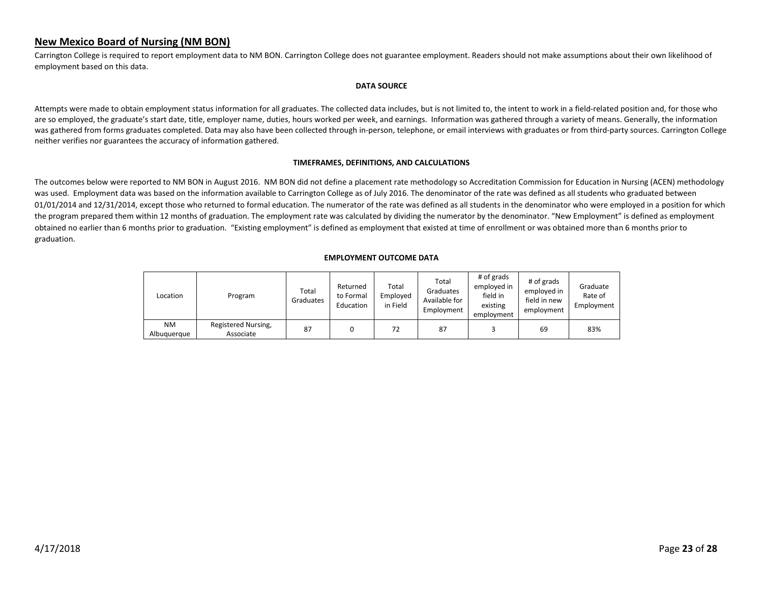## New Mexico Board of Nursing (NM BON)

Carrington College is required to report employment data to NM BON. Carrington College does not guarantee employment. Readers should not make assumptions about their own likelihood of employment based on this data.

**DATA SOURCE**

Attempts were made to obtain employment status information for all graduates. The collected data includes, but is not limited to, the intent to work in a field-related position and, for those who are so employed, the graduate's start date, title, employer name, duties, hours worked per week, and earnings. Information was gathered through a variety of means. Generally, the information was gathered from forms graduates completed. Data may also have been collected through in-person, telephone, or email interviews with graduates or from third-party sources. Carrington College neither verifies nor guarantees the accuracy of information gathered.

**TIMEFRAMES, DEFINITIONS, AND CALCULATIONS**

The outcomes below were reported to NM BON in August 2016. NM BON did not define a placement rate methodology so Accreditation Commission for Education in Nursing (ACEN) methodology was used. Employment data was based on the information available to Carrington College as of July 2016. The denominator of the rate was defined as all students who graduated between 01/01/2014 and 12/31/2014, except those who returned to formal education. The numerator of the rate was defined as all students in the denominator who were employed in a position for which the program prepared them within 12 months of graduation. The employment rate was calculated by dividing the numerator by the denominator. "New Employment" is defined as employment obtained no earlier than 6 months prior to graduation. "Existing employment" is defined as employment that existed at time of enrollment or was obtained more than 6 months prior to graduation.

**EMPLOYMENT OUTCOME DATA**

| Location | Program | Total Graduates | Returned to Formal Education | Total Employed in Field | Total Graduates Available for Employment | # of grads employed in field in existing employment | # of grads employed in field in new employment | Graduate Rate of Employment |
|---|---|---|---|---|---|---|---|---|
| NM Albuquerque | Registered Nursing, Associate | 87 | 0 | 72 | 87 | 3 | 69 | 83% |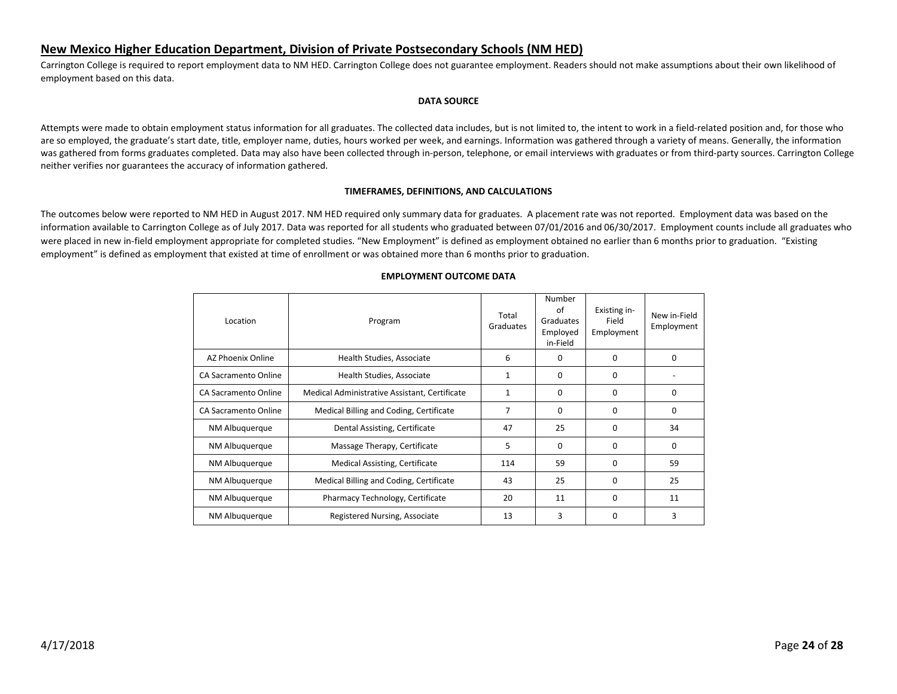## New Mexico Higher Education Department, Division of Private Postsecondary Schools (NM HED)

Carrington College is required to report employment data to NM HED. Carrington College does not guarantee employment. Readers should not make assumptions about their own likelihood of employment based on this data.

**DATA SOURCE**

Attempts were made to obtain employment status information for all graduates. The collected data includes, but is not limited to, the intent to work in a field-related position and, for those who are so employed, the graduate's start date, title, employer name, duties, hours worked per week, and earnings. Information was gathered through a variety of means. Generally, the information was gathered from forms graduates completed. Data may also have been collected through in-person, telephone, or email interviews with graduates or from third-party sources. Carrington College neither verifies nor guarantees the accuracy of information gathered.

**TIMEFRAMES, DEFINITIONS, AND CALCULATIONS**

The outcomes below were reported to NM HED in August 2017. NM HED required only summary data for graduates. A placement rate was not reported. Employment data was based on the information available to Carrington College as of July 2017. Data was reported for all students who graduated between 07/01/2016 and 06/30/2017. Employment counts include all graduates who were placed in new in-field employment appropriate for completed studies. "New Employment" is defined as employment obtained no earlier than 6 months prior to graduation. "Existing employment" is defined as employment that existed at time of enrollment or was obtained more than 6 months prior to graduation.

**EMPLOYMENT OUTCOME DATA**

| Location | Program | Total Graduates | Number of Graduates Employed in-Field | Existing in-Field Employment | New in-Field Employment |
|---|---|---|---|---|---|
| AZ Phoenix Online | Health Studies, Associate | 6 | 0 | 0 | 0 |
| CA Sacramento Online | Health Studies, Associate | 1 | 0 | 0 | - |
| CA Sacramento Online | Medical Administrative Assistant, Certificate | 1 | 0 | 0 | 0 |
| CA Sacramento Online | Medical Billing and Coding, Certificate | 7 | 0 | 0 | 0 |
| NM Albuquerque | Dental Assisting, Certificate | 47 | 25 | 0 | 34 |
| NM Albuquerque | Massage Therapy, Certificate | 5 | 0 | 0 | 0 |
| NM Albuquerque | Medical Assisting, Certificate | 114 | 59 | 0 | 59 |
| NM Albuquerque | Medical Billing and Coding, Certificate | 43 | 25 | 0 | 25 |
| NM Albuquerque | Pharmacy Technology, Certificate | 20 | 11 | 0 | 11 |
| NM Albuquerque | Registered Nursing, Associate | 13 | 3 | 0 | 3 |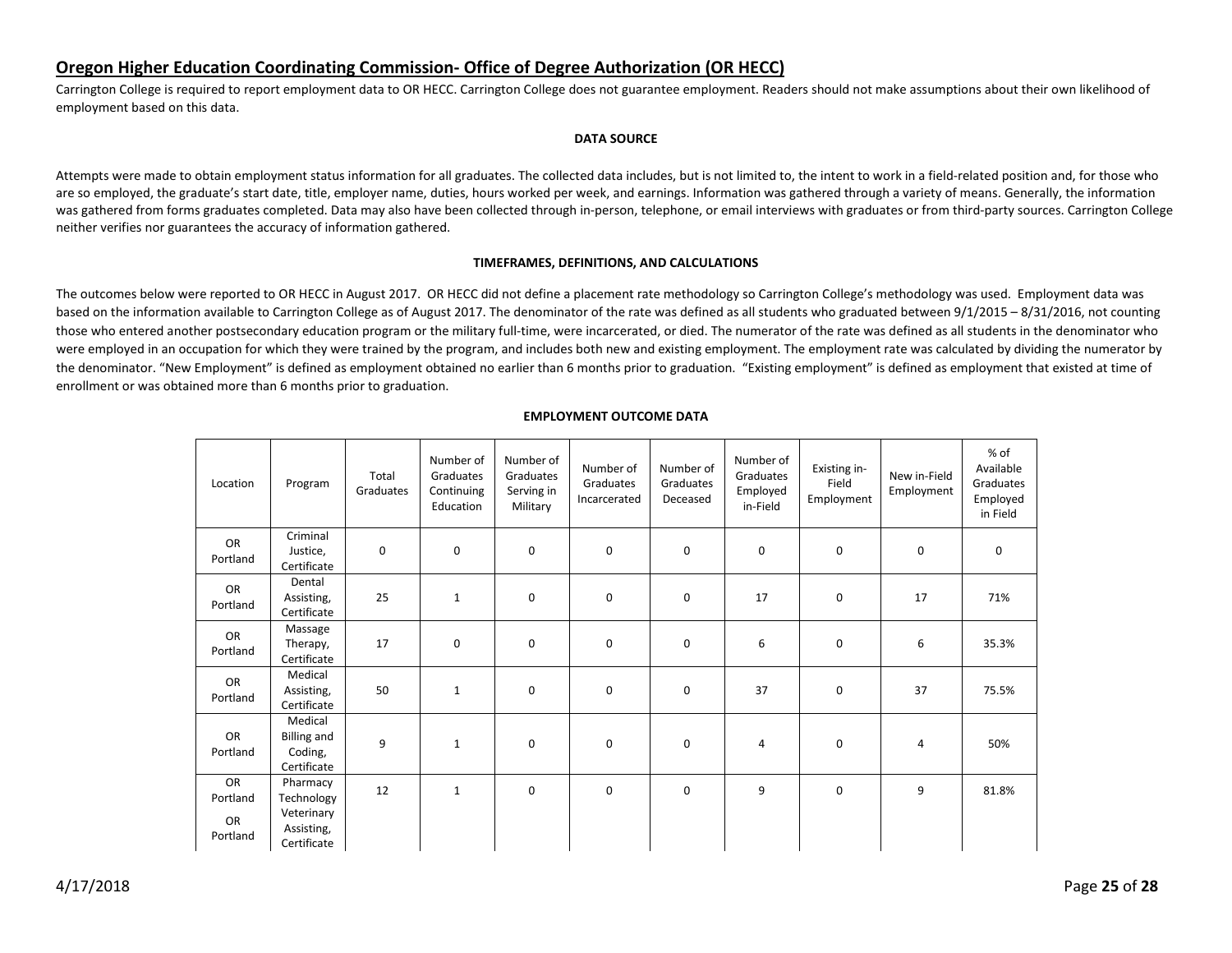## Oregon Higher Education Coordinating Commission- Office of Degree Authorization (OR HECC)

Carrington College is required to report employment data to OR HECC. Carrington College does not guarantee employment. Readers should not make assumptions about their own likelihood of employment based on this data.

**DATA SOURCE**

Attempts were made to obtain employment status information for all graduates. The collected data includes, but is not limited to, the intent to work in a field-related position and, for those who are so employed, the graduate's start date, title, employer name, duties, hours worked per week, and earnings. Information was gathered through a variety of means. Generally, the information was gathered from forms graduates completed. Data may also have been collected through in-person, telephone, or email interviews with graduates or from third-party sources. Carrington College neither verifies nor guarantees the accuracy of information gathered.

**TIMEFRAMES, DEFINITIONS, AND CALCULATIONS**

The outcomes below were reported to OR HECC in August 2017. OR HECC did not define a placement rate methodology so Carrington College's methodology was used. Employment data was based on the information available to Carrington College as of August 2017. The denominator of the rate was defined as all students who graduated between 9/1/2015 – 8/31/2016, not counting those who entered another postsecondary education program or the military full-time, were incarcerated, or died. The numerator of the rate was defined as all students in the denominator who were employed in an occupation for which they were trained by the program, and includes both new and existing employment. The employment rate was calculated by dividing the numerator by the denominator. "New Employment" is defined as employment obtained no earlier than 6 months prior to graduation. "Existing employment" is defined as employment that existed at time of enrollment or was obtained more than 6 months prior to graduation.

**EMPLOYMENT OUTCOME DATA**

| Location | Program | Total Graduates | Number of Graduates Continuing Education | Number of Graduates Serving in Military | Number of Graduates Incarcerated | Number of Graduates Deceased | Number of Graduates Employed in-Field | Existing in-Field Employment | New in-Field Employment | % of Available Graduates Employed in Field |
|---|---|---|---|---|---|---|---|---|---|---|
| OR Portland | Criminal Justice, Certificate | 0 | 0 | 0 | 0 | 0 | 0 | 0 | 0 | 0 |
| OR Portland | Dental Assisting, Certificate | 25 | 1 | 0 | 0 | 0 | 17 | 0 | 17 | 71% |
| OR Portland | Massage Therapy, Certificate | 17 | 0 | 0 | 0 | 0 | 6 | 0 | 6 | 35.3% |
| OR Portland | Medical Assisting, Certificate | 50 | 1 | 0 | 0 | 0 | 37 | 0 | 37 | 75.5% |
| OR Portland | Medical Billing and Coding, Certificate | 9 | 1 | 0 | 0 | 0 | 4 | 0 | 4 | 50% |
| OR Portland | Pharmacy Technology | 12 | 1 | 0 | 0 | 0 | 9 | 0 | 9 | 81.8% |
| OR Portland | Veterinary Assisting, Certificate | | | | | | | | | |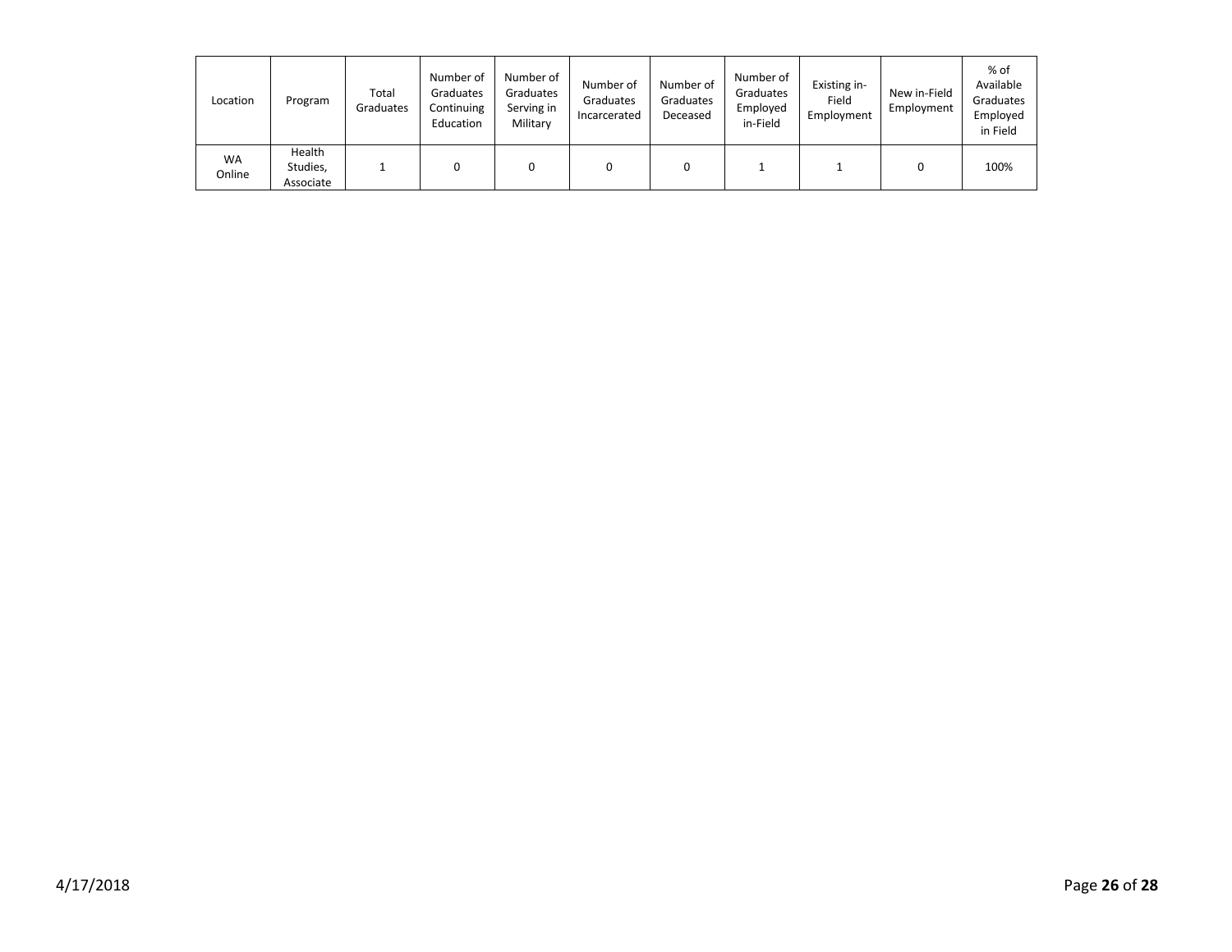| Location | Program | Total Graduates | Number of Graduates Continuing Education | Number of Graduates Serving in Military | Number of Graduates Incarcerated | Number of Graduates Deceased | Number of Graduates Employed in-Field | Existing in-Field Employment | New in-Field Employment | % of Available Graduates Employed in Field |
|---|---|---|---|---|---|---|---|---|---|---|
| WA Online | Health Studies, Associate | 1 | 0 | 0 | 0 | 0 | 1 | 1 | 0 | 100% |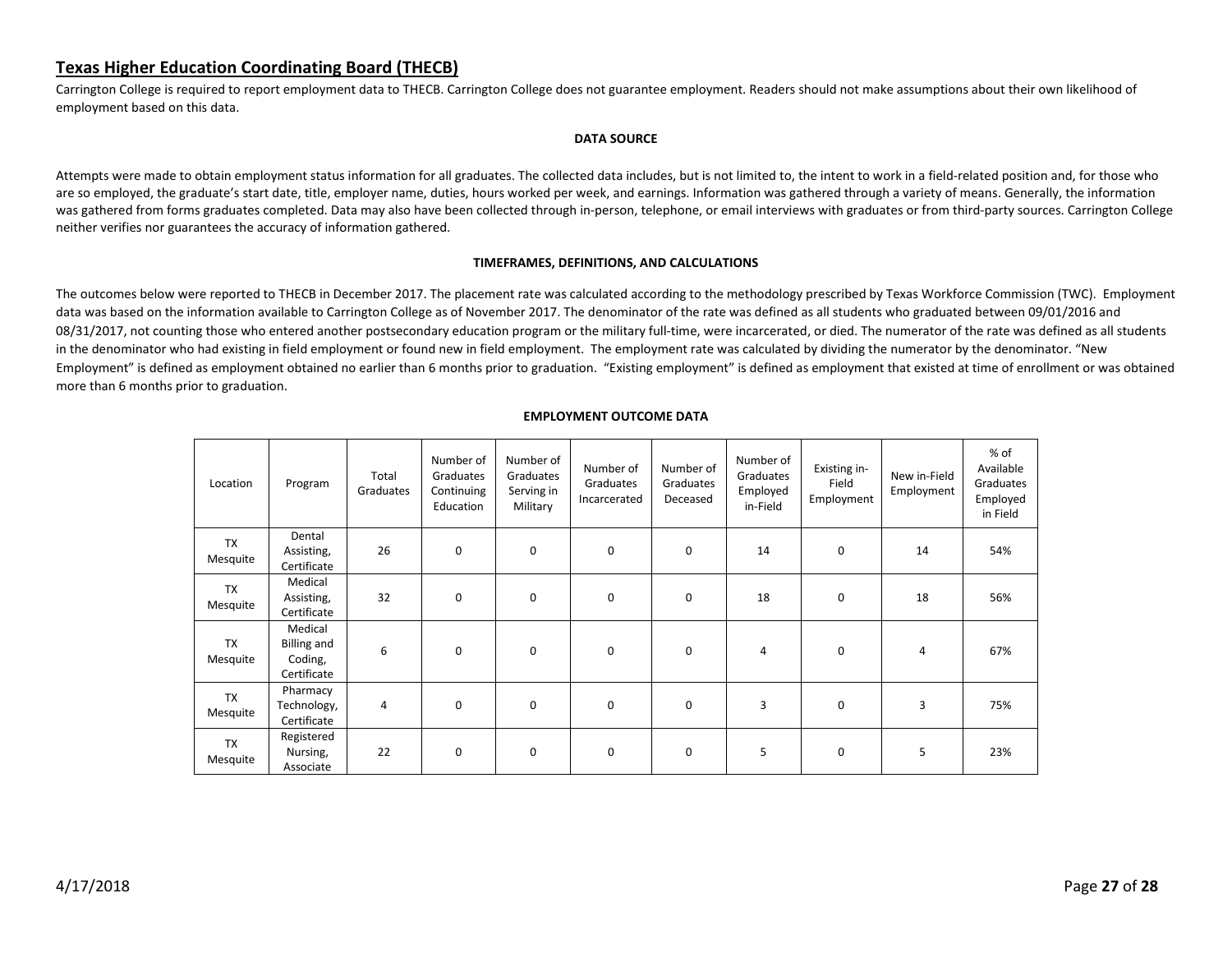## Texas Higher Education Coordinating Board (THECB)

Carrington College is required to report employment data to THECB. Carrington College does not guarantee employment. Readers should not make assumptions about their own likelihood of employment based on this data.

**DATA SOURCE**

Attempts were made to obtain employment status information for all graduates. The collected data includes, but is not limited to, the intent to work in a field-related position and, for those who are so employed, the graduate's start date, title, employer name, duties, hours worked per week, and earnings. Information was gathered through a variety of means. Generally, the information was gathered from forms graduates completed. Data may also have been collected through in-person, telephone, or email interviews with graduates or from third-party sources. Carrington College neither verifies nor guarantees the accuracy of information gathered.

**TIMEFRAMES, DEFINITIONS, AND CALCULATIONS**

The outcomes below were reported to THECB in December 2017. The placement rate was calculated according to the methodology prescribed by Texas Workforce Commission (TWC). Employment data was based on the information available to Carrington College as of November 2017. The denominator of the rate was defined as all students who graduated between 09/01/2016 and 08/31/2017, not counting those who entered another postsecondary education program or the military full-time, were incarcerated, or died. The numerator of the rate was defined as all students in the denominator who had existing in field employment or found new in field employment. The employment rate was calculated by dividing the numerator by the denominator. "New Employment" is defined as employment obtained no earlier than 6 months prior to graduation. "Existing employment" is defined as employment that existed at time of enrollment or was obtained more than 6 months prior to graduation.

**EMPLOYMENT OUTCOME DATA**

| Location | Program | Total Graduates | Number of Graduates Continuing Education | Number of Graduates Serving in Military | Number of Graduates Incarcerated | Number of Graduates Deceased | Number of Graduates Employed in-Field | Existing in-Field Employment | New in-Field Employment | % of Available Graduates Employed in Field |
|---|---|---|---|---|---|---|---|---|---|---|
| TX Mesquite | Dental Assisting, Certificate | 26 | 0 | 0 | 0 | 0 | 14 | 0 | 14 | 54% |
| TX Mesquite | Medical Assisting, Certificate | 32 | 0 | 0 | 0 | 0 | 18 | 0 | 18 | 56% |
| TX Mesquite | Medical Billing and Coding, Certificate | 6 | 0 | 0 | 0 | 0 | 4 | 0 | 4 | 67% |
| TX Mesquite | Pharmacy Technology, Certificate | 4 | 0 | 0 | 0 | 0 | 3 | 0 | 3 | 75% |
| TX Mesquite | Registered Nursing, Associate | 22 | 0 | 0 | 0 | 0 | 5 | 0 | 5 | 23% |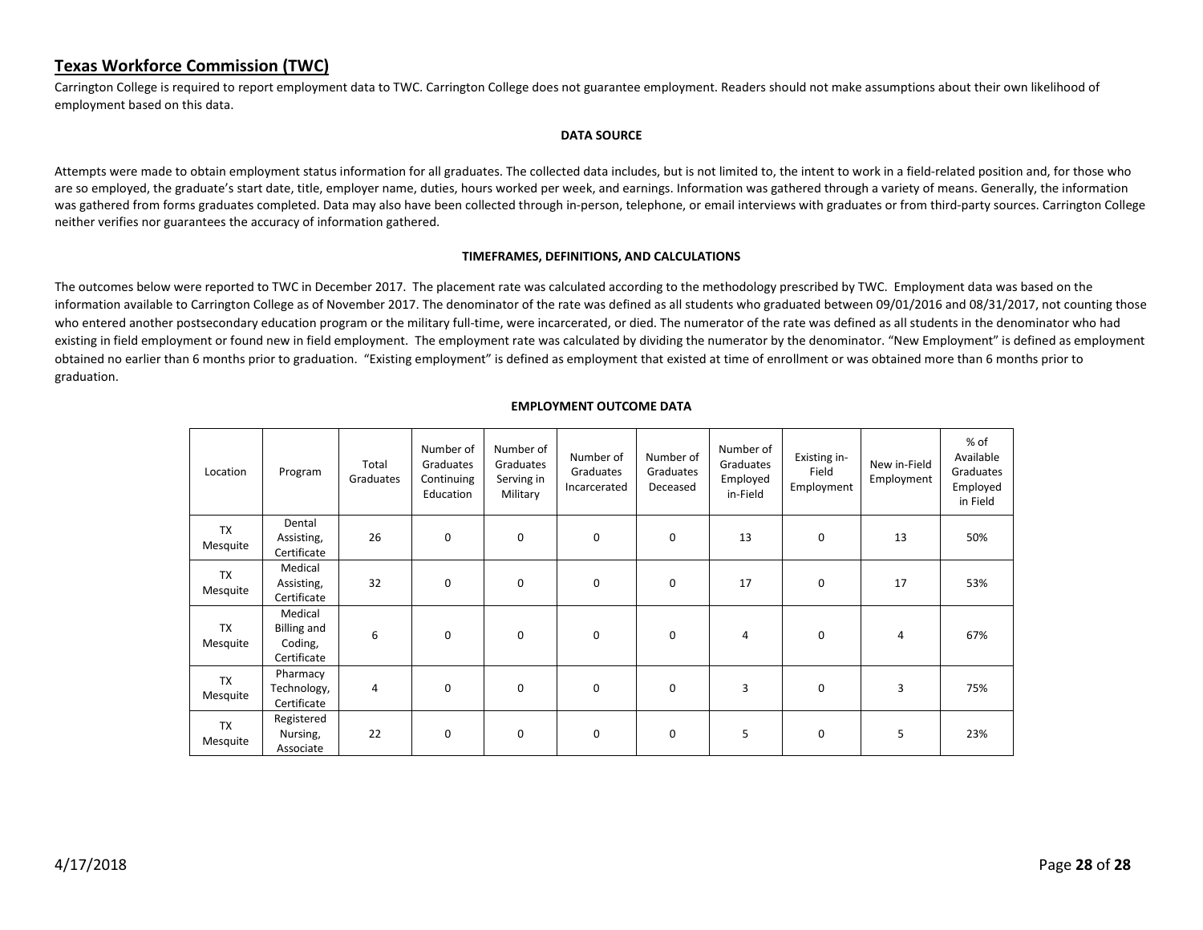## Texas Workforce Commission (TWC)

Carrington College is required to report employment data to TWC. Carrington College does not guarantee employment. Readers should not make assumptions about their own likelihood of employment based on this data.

**DATA SOURCE**

Attempts were made to obtain employment status information for all graduates. The collected data includes, but is not limited to, the intent to work in a field-related position and, for those who are so employed, the graduate's start date, title, employer name, duties, hours worked per week, and earnings. Information was gathered through a variety of means. Generally, the information was gathered from forms graduates completed. Data may also have been collected through in-person, telephone, or email interviews with graduates or from third-party sources. Carrington College neither verifies nor guarantees the accuracy of information gathered.

**TIMEFRAMES, DEFINITIONS, AND CALCULATIONS**

The outcomes below were reported to TWC in December 2017. The placement rate was calculated according to the methodology prescribed by TWC. Employment data was based on the information available to Carrington College as of November 2017. The denominator of the rate was defined as all students who graduated between 09/01/2016 and 08/31/2017, not counting those who entered another postsecondary education program or the military full-time, were incarcerated, or died. The numerator of the rate was defined as all students in the denominator who had existing in field employment or found new in field employment. The employment rate was calculated by dividing the numerator by the denominator. "New Employment" is defined as employment obtained no earlier than 6 months prior to graduation. "Existing employment" is defined as employment that existed at time of enrollment or was obtained more than 6 months prior to graduation.

**EMPLOYMENT OUTCOME DATA**

| Location | Program | Total Graduates | Number of Graduates Continuing Education | Number of Graduates Serving in Military | Number of Graduates Incarcerated | Number of Graduates Deceased | Number of Graduates Employed in-Field | Existing in-Field Employment | New in-Field Employment | % of Available Graduates Employed in Field |
|---|---|---|---|---|---|---|---|---|---|---|
| TX Mesquite | Dental Assisting, Certificate | 26 | 0 | 0 | 0 | 0 | 13 | 0 | 13 | 50% |
| TX Mesquite | Medical Assisting, Certificate | 32 | 0 | 0 | 0 | 0 | 17 | 0 | 17 | 53% |
| TX Mesquite | Medical Billing and Coding, Certificate | 6 | 0 | 0 | 0 | 0 | 4 | 0 | 4 | 67% |
| TX Mesquite | Pharmacy Technology, Certificate | 4 | 0 | 0 | 0 | 0 | 3 | 0 | 3 | 75% |
| TX Mesquite | Registered Nursing, Associate | 22 | 0 | 0 | 0 | 0 | 5 | 0 | 5 | 23% |

4/17/2018